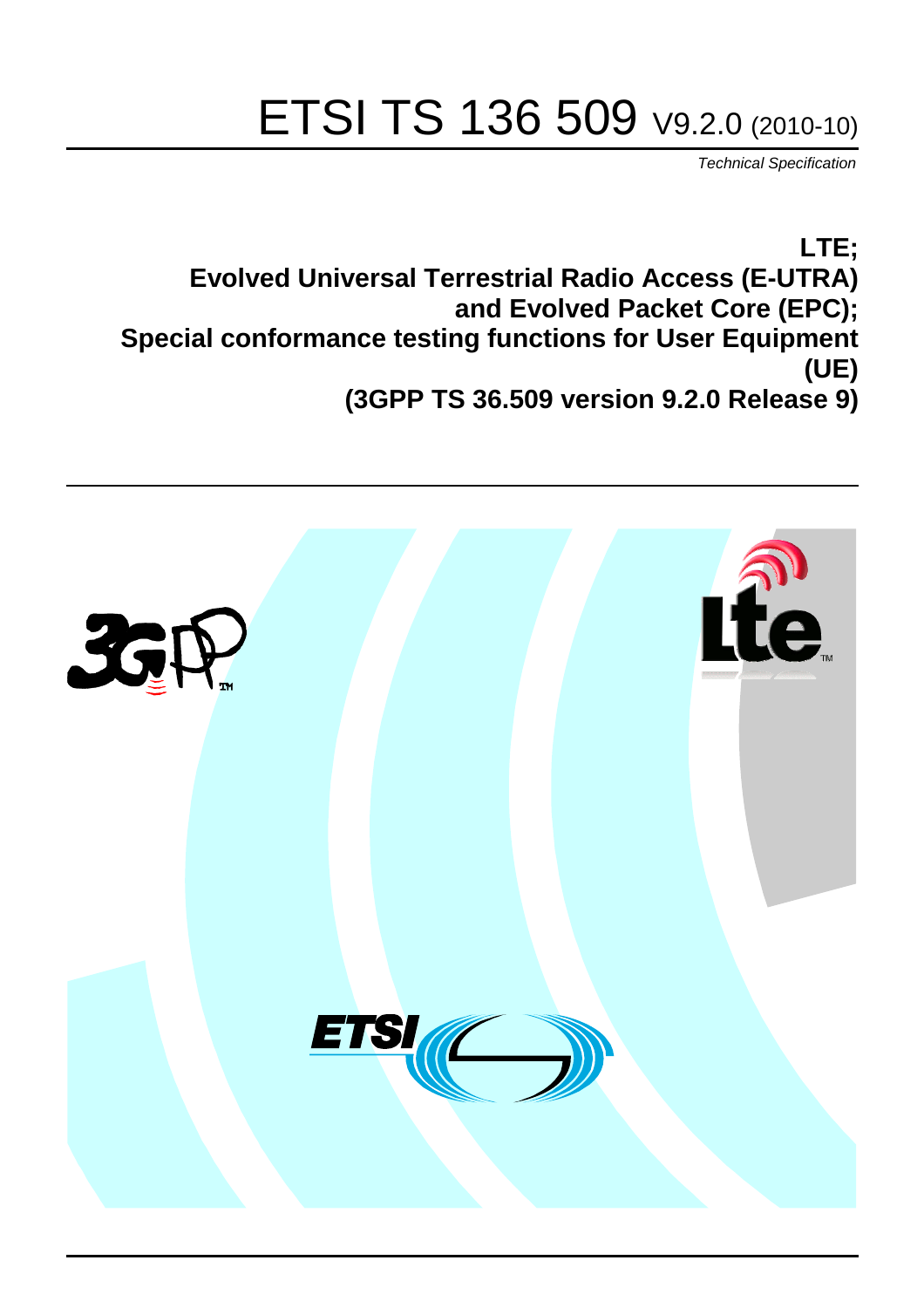# ETSI TS 136 509 V9.2.0 (2010-10)

*Technical Specification*

**LTE;**
**Evolved Universal Terrestrial Radio Access (E-UTRA) and Evolved Packet Core (EPC);**
**Special conformance testing functions for User Equipment (UE)**
**(3GPP TS 36.509 version 9.2.0 Release 9)**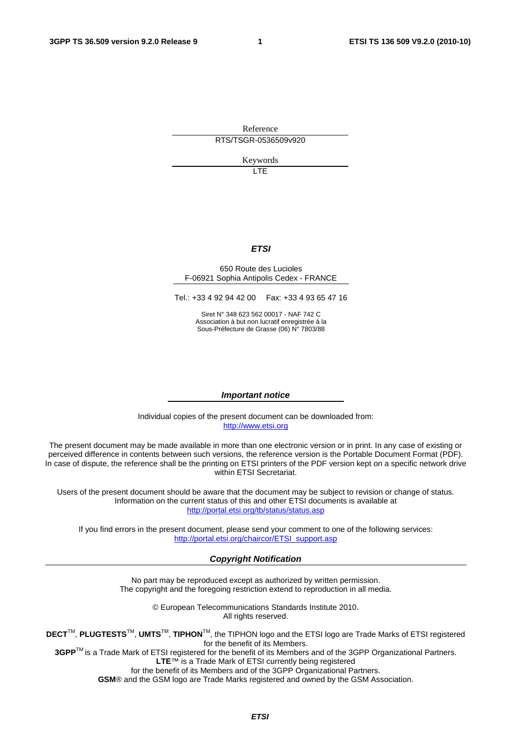Reference

RTS/TSGR-0536509v920

Keywords

LTE

***ETSI***

650 Route des Lucioles
F-06921 Sophia Antipolis Cedex - FRANCE

Tel.: +33 4 92 94 42 00 Fax: +33 4 93 65 47 16

Siret N° 348 623 562 00017 - NAF 742 C
Association à but non lucratif enregistrée à la
Sous-Préfecture de Grasse (06) N° 7803/88

***Important notice***

Individual copies of the present document can be downloaded from:
http://www.etsi.org

The present document may be made available in more than one electronic version or in print. In any case of existing or perceived difference in contents between such versions, the reference version is the Portable Document Format (PDF). In case of dispute, the reference shall be the printing on ETSI printers of the PDF version kept on a specific network drive within ETSI Secretariat.

Users of the present document should be aware that the document may be subject to revision or change of status. Information on the current status of this and other ETSI documents is available at
http://portal.etsi.org/tb/status/status.asp

If you find errors in the present document, please send your comment to one of the following services:
http://portal.etsi.org/chaircor/ETSI_support.asp

***Copyright Notification***

No part may be reproduced except as authorized by written permission.
The copyright and the foregoing restriction extend to reproduction in all media.

© European Telecommunications Standards Institute 2010.
All rights reserved.

**DECT**™, **PLUGTESTS**™, **UMTS**™, **TIPHON**™, the TIPHON logo and the ETSI logo are Trade Marks of ETSI registered for the benefit of its Members.
**3GPP**™ is a Trade Mark of ETSI registered for the benefit of its Members and of the 3GPP Organizational Partners.
**LTE**™ is a Trade Mark of ETSI currently being registered
for the benefit of its Members and of the 3GPP Organizational Partners.
**GSM**® and the GSM logo are Trade Marks registered and owned by the GSM Association.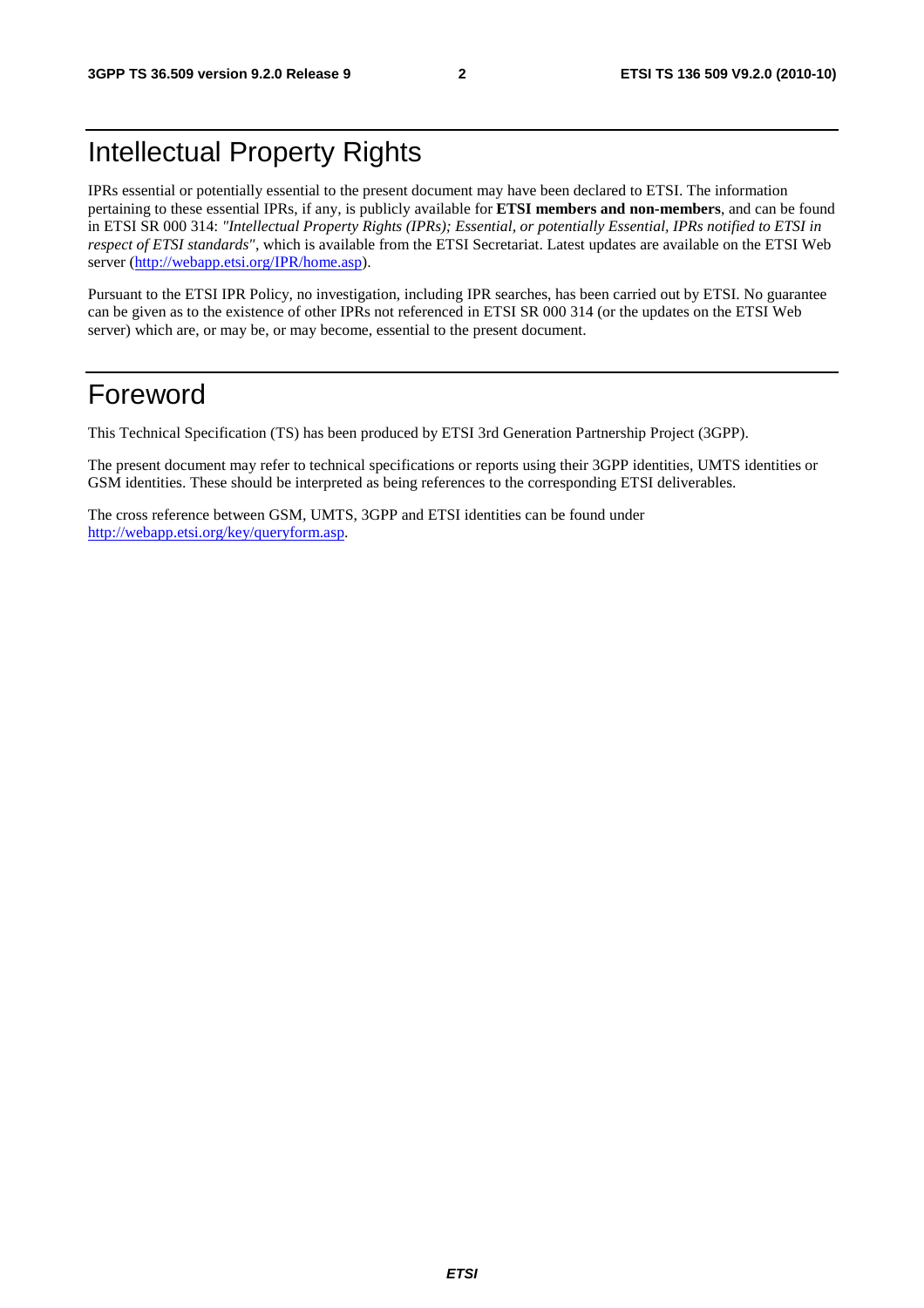# Intellectual Property Rights

IPRs essential or potentially essential to the present document may have been declared to ETSI. The information pertaining to these essential IPRs, if any, is publicly available for **ETSI members and non-members**, and can be found in ETSI SR 000 314: *"Intellectual Property Rights (IPRs); Essential, or potentially Essential, IPRs notified to ETSI in respect of ETSI standards"*, which is available from the ETSI Secretariat. Latest updates are available on the ETSI Web server (http://webapp.etsi.org/IPR/home.asp).

Pursuant to the ETSI IPR Policy, no investigation, including IPR searches, has been carried out by ETSI. No guarantee can be given as to the existence of other IPRs not referenced in ETSI SR 000 314 (or the updates on the ETSI Web server) which are, or may be, or may become, essential to the present document.

# Foreword

This Technical Specification (TS) has been produced by ETSI 3rd Generation Partnership Project (3GPP).

The present document may refer to technical specifications or reports using their 3GPP identities, UMTS identities or GSM identities. These should be interpreted as being references to the corresponding ETSI deliverables.

The cross reference between GSM, UMTS, 3GPP and ETSI identities can be found under http://webapp.etsi.org/key/queryform.asp.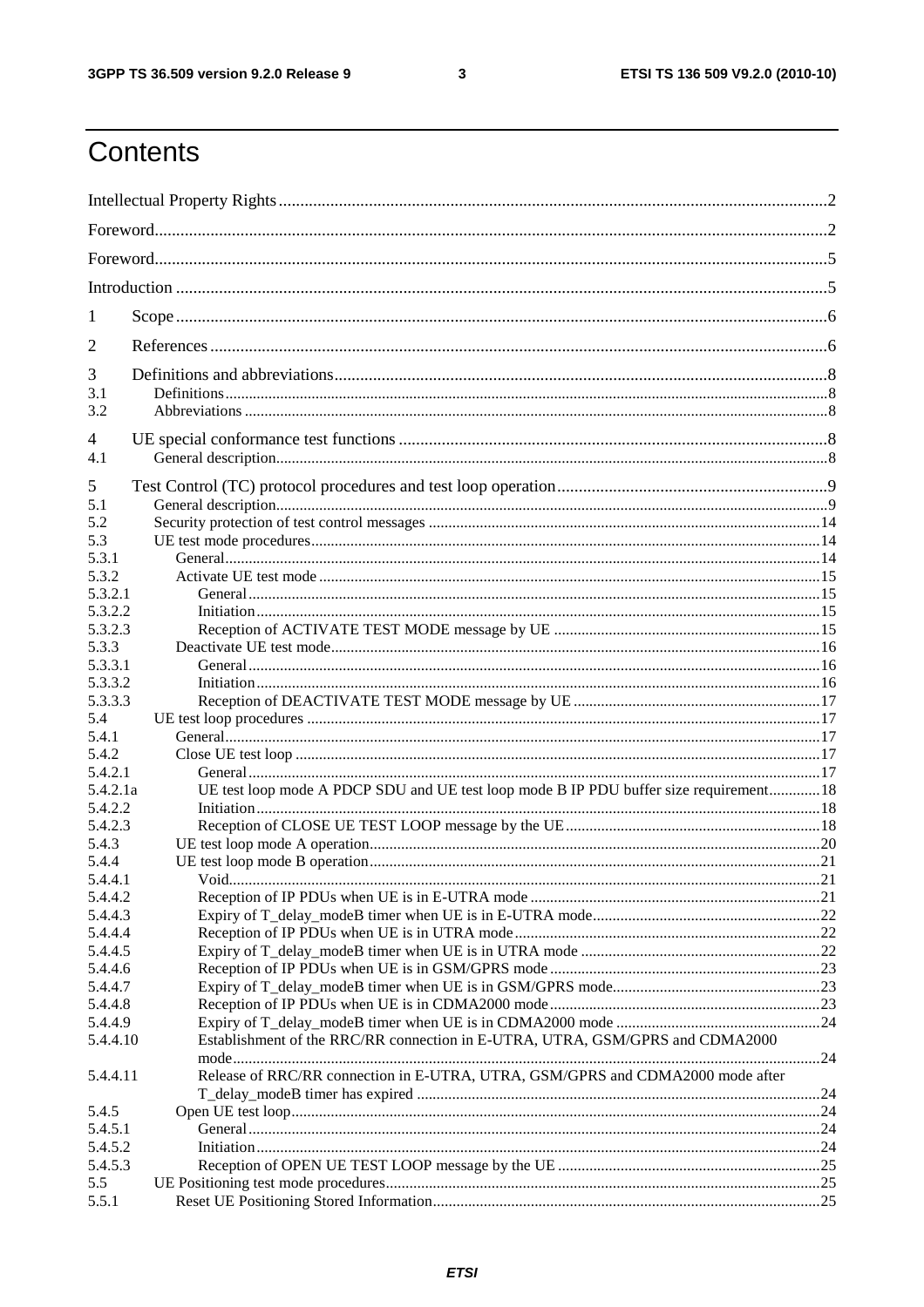# Contents

Intellectual Property Rights ... 2

Foreword ... 2

Foreword ... 5

Introduction ... 5

1 Scope ... 6

2 References ... 6

3 Definitions and abbreviations ... 8
- 3.1 Definitions ... 8
- 3.2 Abbreviations ... 8

4 UE special conformance test functions ... 8
- 4.1 General description ... 8

5 Test Control (TC) protocol procedures and test loop operation ... 9
- 5.1 General description ... 9
- 5.2 Security protection of test control messages ... 14
- 5.3 UE test mode procedures ... 14
  - 5.3.1 General ... 14
  - 5.3.2 Activate UE test mode ... 15
    - 5.3.2.1 General ... 15
    - 5.3.2.2 Initiation ... 15
    - 5.3.2.3 Reception of ACTIVATE TEST MODE message by UE ... 15
  - 5.3.3 Deactivate UE test mode ... 16
    - 5.3.3.1 General ... 16
    - 5.3.3.2 Initiation ... 16
    - 5.3.3.3 Reception of DEACTIVATE TEST MODE message by UE ... 17
- 5.4 UE test loop procedures ... 17
  - 5.4.1 General ... 17
  - 5.4.2 Close UE test loop ... 17
    - 5.4.2.1 General ... 17
    - 5.4.2.1a UE test loop mode A PDCP SDU and UE test loop mode B IP PDU buffer size requirement ... 18
    - 5.4.2.2 Initiation ... 18
    - 5.4.2.3 Reception of CLOSE UE TEST LOOP message by the UE ... 18
  - 5.4.3 UE test loop mode A operation ... 20
  - 5.4.4 UE test loop mode B operation ... 21
    - 5.4.4.1 Void ... 21
    - 5.4.4.2 Reception of IP PDUs when UE is in E-UTRA mode ... 21
    - 5.4.4.3 Expiry of T_delay_modeB timer when UE is in E-UTRA mode ... 22
    - 5.4.4.4 Reception of IP PDUs when UE is in UTRA mode ... 22
    - 5.4.4.5 Expiry of T_delay_modeB timer when UE is in UTRA mode ... 22
    - 5.4.4.6 Reception of IP PDUs when UE is in GSM/GPRS mode ... 23
    - 5.4.4.7 Expiry of T_delay_modeB timer when UE is in GSM/GPRS mode ... 23
    - 5.4.4.8 Reception of IP PDUs when UE is in CDMA2000 mode ... 23
    - 5.4.4.9 Expiry of T_delay_modeB timer when UE is in CDMA2000 mode ... 24
    - 5.4.4.10 Establishment of the RRC/RR connection in E-UTRA, UTRA, GSM/GPRS and CDMA2000 mode ... 24
    - 5.4.4.11 Release of RRC/RR connection in E-UTRA, UTRA, GSM/GPRS and CDMA2000 mode after T_delay_modeB timer has expired ... 24
  - 5.4.5 Open UE test loop ... 24
    - 5.4.5.1 General ... 24
    - 5.4.5.2 Initiation ... 24
    - 5.4.5.3 Reception of OPEN UE TEST LOOP message by the UE ... 25
- 5.5 UE Positioning test mode procedures ... 25
  - 5.5.1 Reset UE Positioning Stored Information ... 25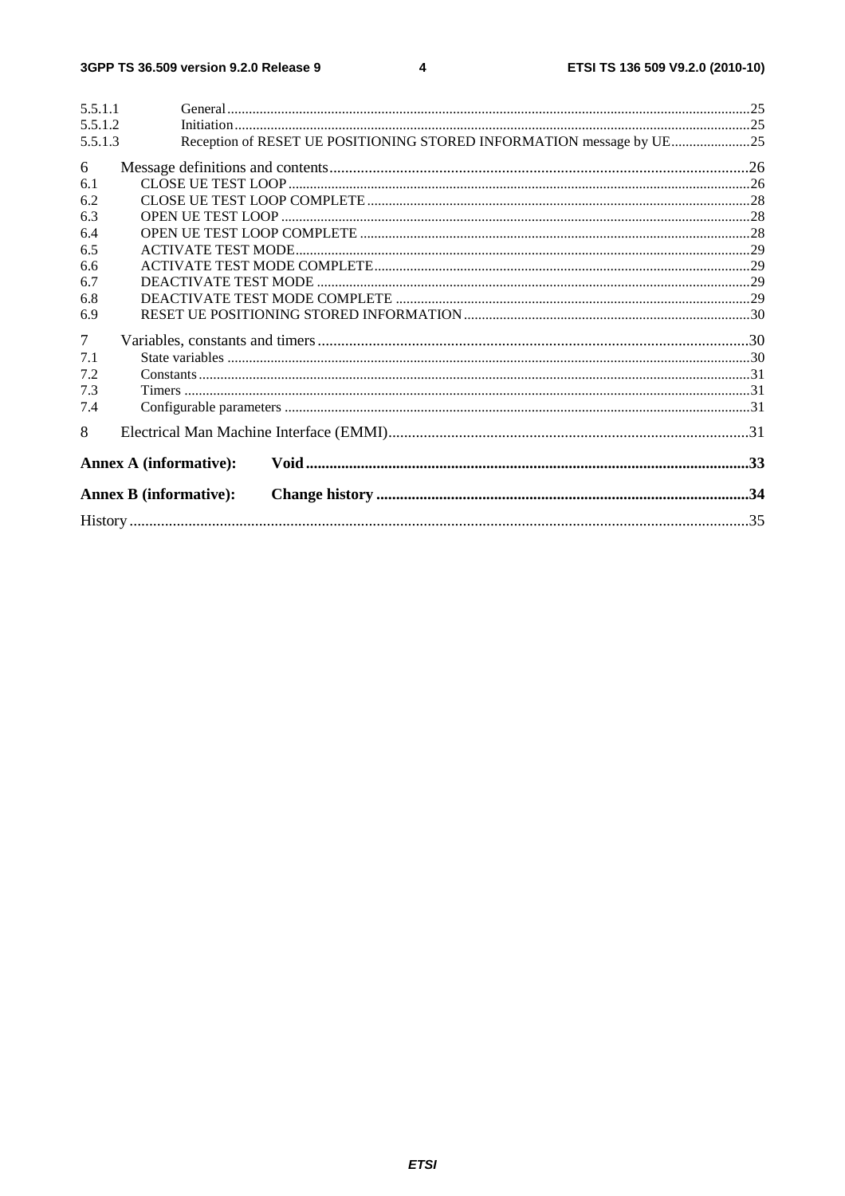5.5.1.1 General ....................................................................................................................................................25
5.5.1.2 Initiation ..................................................................................................................................................25
5.5.1.3 Reception of RESET UE POSITIONING STORED INFORMATION message by UE......................25

6 Message definitions and contents ...........................................................................................................26
6.1 CLOSE UE TEST LOOP ..................................................................................................................................26
6.2 CLOSE UE TEST LOOP COMPLETE ............................................................................................................28
6.3 OPEN UE TEST LOOP ....................................................................................................................................28
6.4 OPEN UE TEST LOOP COMPLETE ..............................................................................................................28
6.5 ACTIVATE TEST MODE................................................................................................................................29
6.6 ACTIVATE TEST MODE COMPLETE..........................................................................................................29
6.7 DEACTIVATE TEST MODE ..........................................................................................................................29
6.8 DEACTIVATE TEST MODE COMPLETE ....................................................................................................29
6.9 RESET UE POSITIONING STORED INFORMATION .................................................................................30

7 Variables, constants and timers ..............................................................................................................30
7.1 State variables ...................................................................................................................................................30
7.2 Constants ...........................................................................................................................................................31
7.3 Timers ...............................................................................................................................................................31
7.4 Configurable parameters ...................................................................................................................................31

8 Electrical Man Machine Interface (EMMI) ............................................................................................31

**Annex A (informative): Void ..................................................................................................................33**

**Annex B (informative): Change history ...............................................................................................34**

History ..............................................................................................................................................................35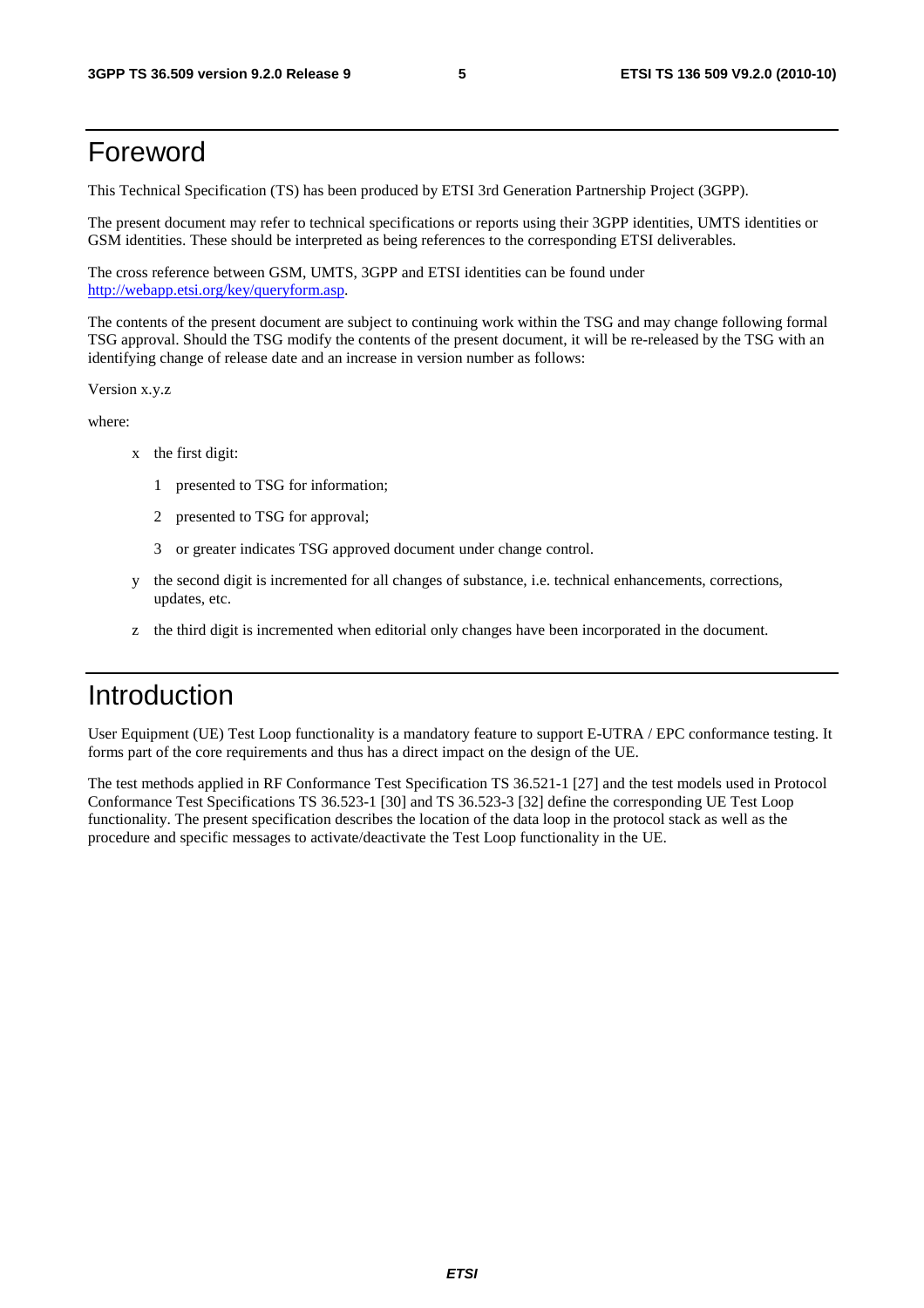# Foreword

This Technical Specification (TS) has been produced by ETSI 3rd Generation Partnership Project (3GPP).

The present document may refer to technical specifications or reports using their 3GPP identities, UMTS identities or GSM identities. These should be interpreted as being references to the corresponding ETSI deliverables.

The cross reference between GSM, UMTS, 3GPP and ETSI identities can be found under http://webapp.etsi.org/key/queryform.asp.

The contents of the present document are subject to continuing work within the TSG and may change following formal TSG approval. Should the TSG modify the contents of the present document, it will be re-released by the TSG with an identifying change of release date and an increase in version number as follows:

Version x.y.z

where:

- x the first digit:
  - 1 presented to TSG for information;
  - 2 presented to TSG for approval;
  - 3 or greater indicates TSG approved document under change control.
- y the second digit is incremented for all changes of substance, i.e. technical enhancements, corrections, updates, etc.
- z the third digit is incremented when editorial only changes have been incorporated in the document.

# Introduction

User Equipment (UE) Test Loop functionality is a mandatory feature to support E-UTRA / EPC conformance testing. It forms part of the core requirements and thus has a direct impact on the design of the UE.

The test methods applied in RF Conformance Test Specification TS 36.521-1 [27] and the test models used in Protocol Conformance Test Specifications TS 36.523-1 [30] and TS 36.523-3 [32] define the corresponding UE Test Loop functionality. The present specification describes the location of the data loop in the protocol stack as well as the procedure and specific messages to activate/deactivate the Test Loop functionality in the UE.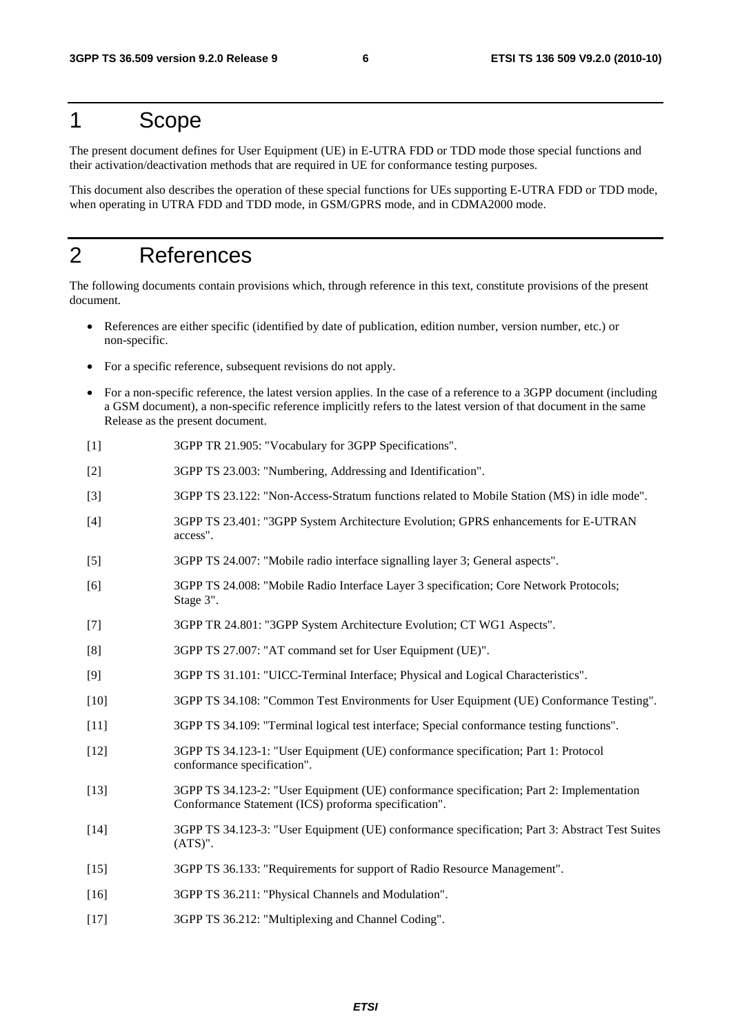# 1 Scope

The present document defines for User Equipment (UE) in E-UTRA FDD or TDD mode those special functions and their activation/deactivation methods that are required in UE for conformance testing purposes.

This document also describes the operation of these special functions for UEs supporting E-UTRA FDD or TDD mode, when operating in UTRA FDD and TDD mode, in GSM/GPRS mode, and in CDMA2000 mode.

# 2 References

The following documents contain provisions which, through reference in this text, constitute provisions of the present document.

- References are either specific (identified by date of publication, edition number, version number, etc.) or non-specific.
- For a specific reference, subsequent revisions do not apply.
- For a non-specific reference, the latest version applies. In the case of a reference to a 3GPP document (including a GSM document), a non-specific reference implicitly refers to the latest version of that document in the same Release as the present document.

[1] 3GPP TR 21.905: "Vocabulary for 3GPP Specifications".

[2] 3GPP TS 23.003: "Numbering, Addressing and Identification".

[3] 3GPP TS 23.122: "Non-Access-Stratum functions related to Mobile Station (MS) in idle mode".

[4] 3GPP TS 23.401: "3GPP System Architecture Evolution; GPRS enhancements for E-UTRAN access".

[5] 3GPP TS 24.007: "Mobile radio interface signalling layer 3; General aspects".

[6] 3GPP TS 24.008: "Mobile Radio Interface Layer 3 specification; Core Network Protocols; Stage 3".

[7] 3GPP TR 24.801: "3GPP System Architecture Evolution; CT WG1 Aspects".

[8] 3GPP TS 27.007: "AT command set for User Equipment (UE)".

[9] 3GPP TS 31.101: "UICC-Terminal Interface; Physical and Logical Characteristics".

[10] 3GPP TS 34.108: "Common Test Environments for User Equipment (UE) Conformance Testing".

[11] 3GPP TS 34.109: "Terminal logical test interface; Special conformance testing functions".

[12] 3GPP TS 34.123-1: "User Equipment (UE) conformance specification; Part 1: Protocol conformance specification".

[13] 3GPP TS 34.123-2: "User Equipment (UE) conformance specification; Part 2: Implementation Conformance Statement (ICS) proforma specification".

[14] 3GPP TS 34.123-3: "User Equipment (UE) conformance specification; Part 3: Abstract Test Suites (ATS)".

[15] 3GPP TS 36.133: "Requirements for support of Radio Resource Management".

[16] 3GPP TS 36.211: "Physical Channels and Modulation".

[17] 3GPP TS 36.212: "Multiplexing and Channel Coding".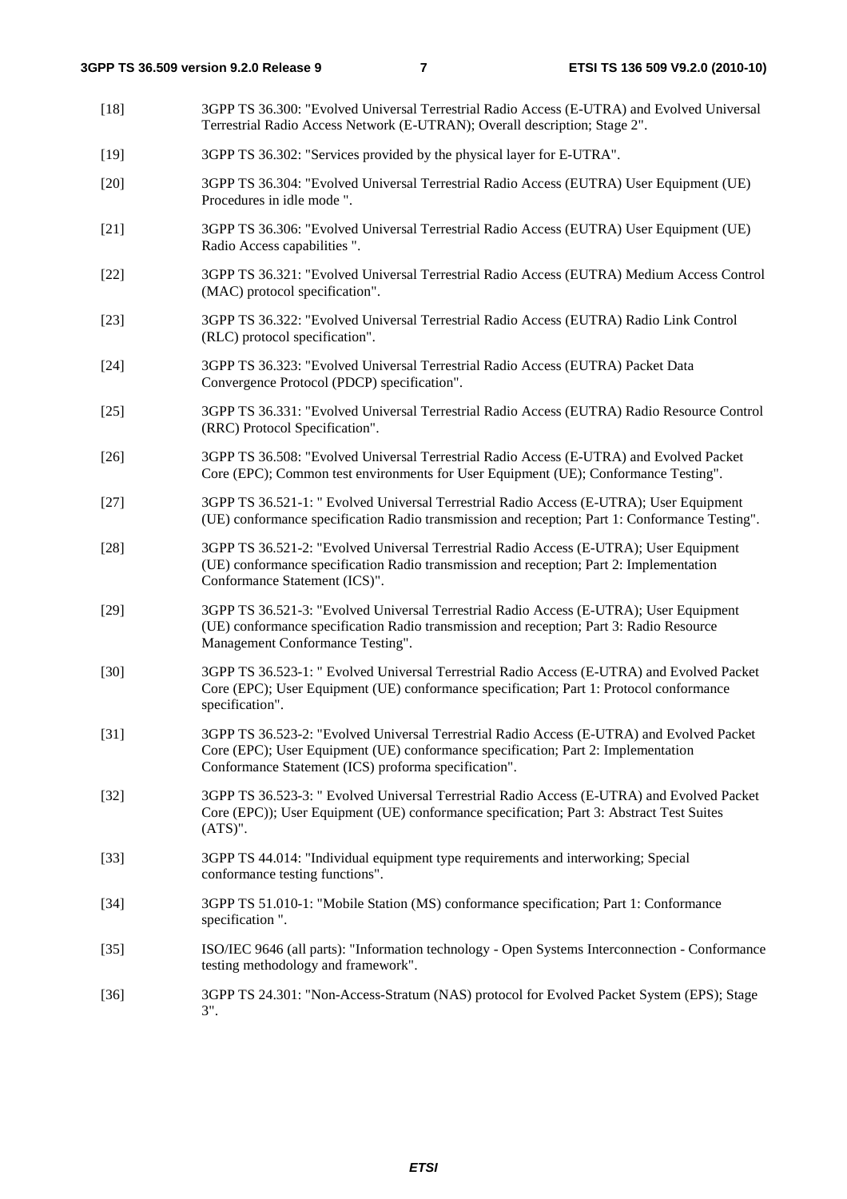[18] 3GPP TS 36.300: "Evolved Universal Terrestrial Radio Access (E-UTRA) and Evolved Universal Terrestrial Radio Access Network (E-UTRAN); Overall description; Stage 2".

[19] 3GPP TS 36.302: "Services provided by the physical layer for E-UTRA".

[20] 3GPP TS 36.304: "Evolved Universal Terrestrial Radio Access (EUTRA) User Equipment (UE) Procedures in idle mode ".

[21] 3GPP TS 36.306: "Evolved Universal Terrestrial Radio Access (EUTRA) User Equipment (UE) Radio Access capabilities ".

[22] 3GPP TS 36.321: "Evolved Universal Terrestrial Radio Access (EUTRA) Medium Access Control (MAC) protocol specification".

[23] 3GPP TS 36.322: "Evolved Universal Terrestrial Radio Access (EUTRA) Radio Link Control (RLC) protocol specification".

[24] 3GPP TS 36.323: "Evolved Universal Terrestrial Radio Access (EUTRA) Packet Data Convergence Protocol (PDCP) specification".

[25] 3GPP TS 36.331: "Evolved Universal Terrestrial Radio Access (EUTRA) Radio Resource Control (RRC) Protocol Specification".

[26] 3GPP TS 36.508: "Evolved Universal Terrestrial Radio Access (E-UTRA) and Evolved Packet Core (EPC); Common test environments for User Equipment (UE); Conformance Testing".

[27] 3GPP TS 36.521-1: " Evolved Universal Terrestrial Radio Access (E-UTRA); User Equipment (UE) conformance specification Radio transmission and reception; Part 1: Conformance Testing".

[28] 3GPP TS 36.521-2: "Evolved Universal Terrestrial Radio Access (E-UTRA); User Equipment (UE) conformance specification Radio transmission and reception; Part 2: Implementation Conformance Statement (ICS)".

[29] 3GPP TS 36.521-3: "Evolved Universal Terrestrial Radio Access (E-UTRA); User Equipment (UE) conformance specification Radio transmission and reception; Part 3: Radio Resource Management Conformance Testing".

[30] 3GPP TS 36.523-1: " Evolved Universal Terrestrial Radio Access (E-UTRA) and Evolved Packet Core (EPC); User Equipment (UE) conformance specification; Part 1: Protocol conformance specification".

[31] 3GPP TS 36.523-2: "Evolved Universal Terrestrial Radio Access (E-UTRA) and Evolved Packet Core (EPC); User Equipment (UE) conformance specification; Part 2: Implementation Conformance Statement (ICS) proforma specification".

[32] 3GPP TS 36.523-3: " Evolved Universal Terrestrial Radio Access (E-UTRA) and Evolved Packet Core (EPC)); User Equipment (UE) conformance specification; Part 3: Abstract Test Suites (ATS)".

[33] 3GPP TS 44.014: "Individual equipment type requirements and interworking; Special conformance testing functions".

[34] 3GPP TS 51.010-1: "Mobile Station (MS) conformance specification; Part 1: Conformance specification ".

[35] ISO/IEC 9646 (all parts): "Information technology - Open Systems Interconnection - Conformance testing methodology and framework".

[36] 3GPP TS 24.301: "Non-Access-Stratum (NAS) protocol for Evolved Packet System (EPS); Stage 3".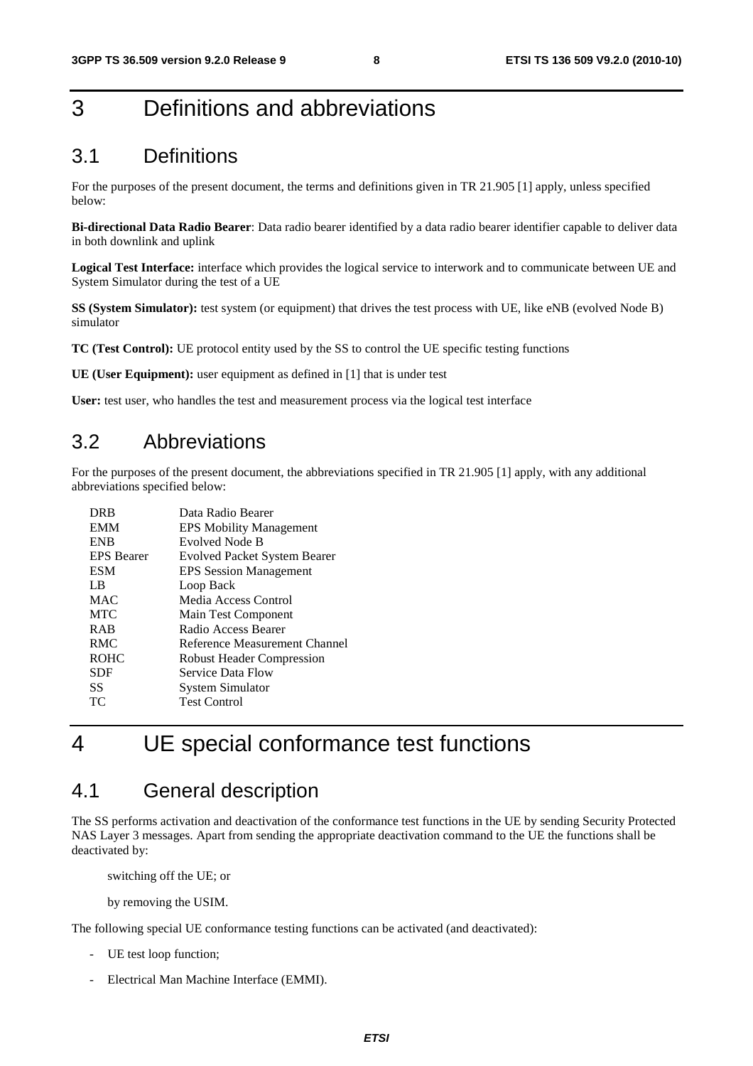# 3 Definitions and abbreviations

## 3.1 Definitions

For the purposes of the present document, the terms and definitions given in TR 21.905 [1] apply, unless specified below:

**Bi-directional Data Radio Bearer**: Data radio bearer identified by a data radio bearer identifier capable to deliver data in both downlink and uplink

**Logical Test Interface:** interface which provides the logical service to interwork and to communicate between UE and System Simulator during the test of a UE

**SS (System Simulator):** test system (or equipment) that drives the test process with UE, like eNB (evolved Node B) simulator

**TC (Test Control):** UE protocol entity used by the SS to control the UE specific testing functions

**UE (User Equipment):** user equipment as defined in [1] that is under test

**User:** test user, who handles the test and measurement process via the logical test interface

## 3.2 Abbreviations

For the purposes of the present document, the abbreviations specified in TR 21.905 [1] apply, with any additional abbreviations specified below:

| | |
|---|---|
| DRB | Data Radio Bearer |
| EMM | EPS Mobility Management |
| ENB | Evolved Node B |
| EPS Bearer | Evolved Packet System Bearer |
| ESM | EPS Session Management |
| LB | Loop Back |
| MAC | Media Access Control |
| MTC | Main Test Component |
| RAB | Radio Access Bearer |
| RMC | Reference Measurement Channel |
| ROHC | Robust Header Compression |
| SDF | Service Data Flow |
| SS | System Simulator |
| TC | Test Control |

# 4 UE special conformance test functions

## 4.1 General description

The SS performs activation and deactivation of the conformance test functions in the UE by sending Security Protected NAS Layer 3 messages. Apart from sending the appropriate deactivation command to the UE the functions shall be deactivated by:

switching off the UE; or

by removing the USIM.

The following special UE conformance testing functions can be activated (and deactivated):

- UE test loop function;
- Electrical Man Machine Interface (EMMI).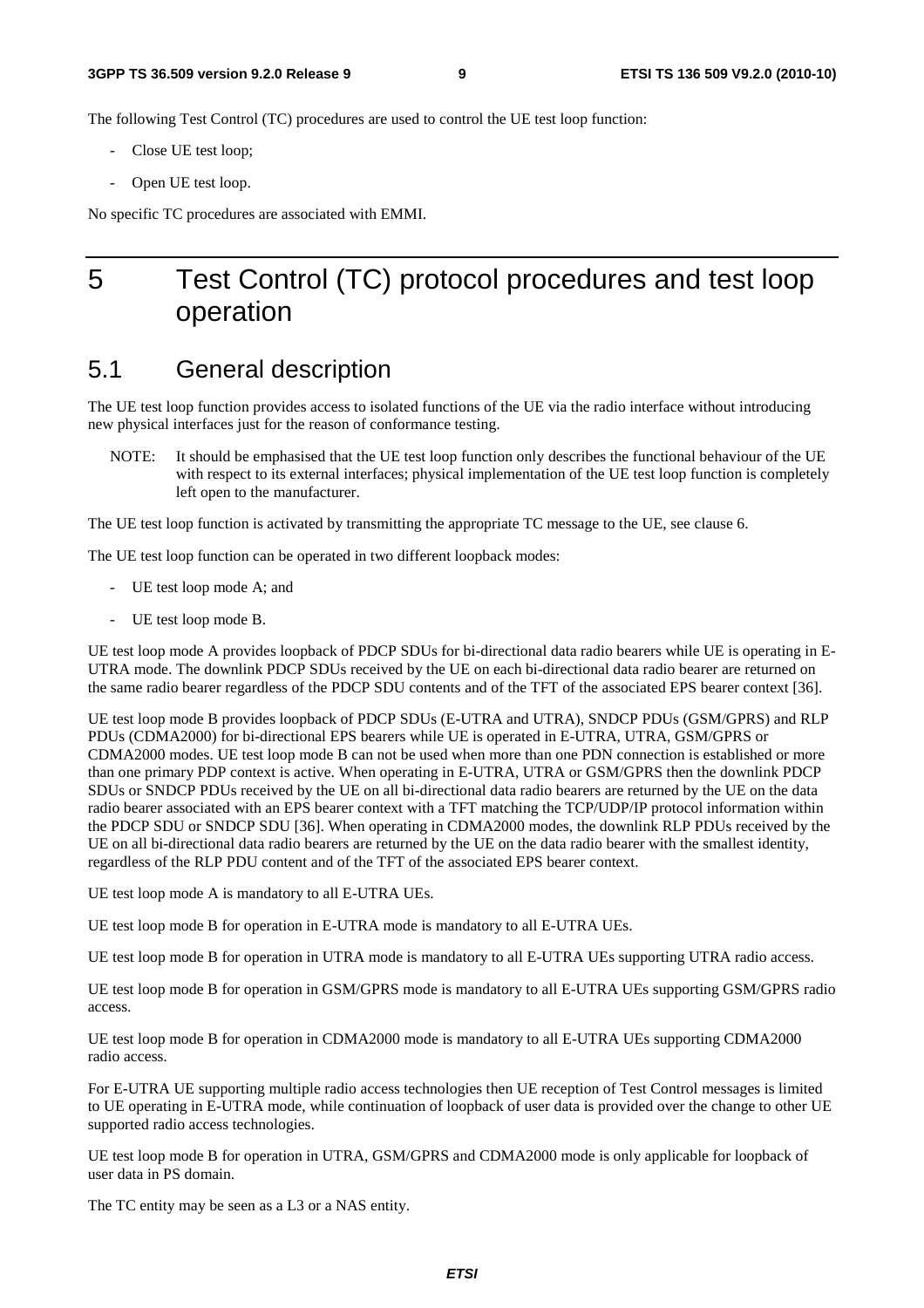The following Test Control (TC) procedures are used to control the UE test loop function:

- Close UE test loop;
- Open UE test loop.

No specific TC procedures are associated with EMMI.

# 5 Test Control (TC) protocol procedures and test loop operation

## 5.1 General description

The UE test loop function provides access to isolated functions of the UE via the radio interface without introducing new physical interfaces just for the reason of conformance testing.

NOTE: It should be emphasised that the UE test loop function only describes the functional behaviour of the UE with respect to its external interfaces; physical implementation of the UE test loop function is completely left open to the manufacturer.

The UE test loop function is activated by transmitting the appropriate TC message to the UE, see clause 6.

The UE test loop function can be operated in two different loopback modes:

- UE test loop mode A; and
- UE test loop mode B.

UE test loop mode A provides loopback of PDCP SDUs for bi-directional data radio bearers while UE is operating in E-UTRA mode. The downlink PDCP SDUs received by the UE on each bi-directional data radio bearer are returned on the same radio bearer regardless of the PDCP SDU contents and of the TFT of the associated EPS bearer context [36].

UE test loop mode B provides loopback of PDCP SDUs (E-UTRA and UTRA), SNDCP PDUs (GSM/GPRS) and RLP PDUs (CDMA2000) for bi-directional EPS bearers while UE is operated in E-UTRA, UTRA, GSM/GPRS or CDMA2000 modes. UE test loop mode B can not be used when more than one PDN connection is established or more than one primary PDP context is active. When operating in E-UTRA, UTRA or GSM/GPRS then the downlink PDCP SDUs or SNDCP PDUs received by the UE on all bi-directional data radio bearers are returned by the UE on the data radio bearer associated with an EPS bearer context with a TFT matching the TCP/UDP/IP protocol information within the PDCP SDU or SNDCP SDU [36]. When operating in CDMA2000 modes, the downlink RLP PDUs received by the UE on all bi-directional data radio bearers are returned by the UE on the data radio bearer with the smallest identity, regardless of the RLP PDU content and of the TFT of the associated EPS bearer context.

UE test loop mode A is mandatory to all E-UTRA UEs.

UE test loop mode B for operation in E-UTRA mode is mandatory to all E-UTRA UEs.

UE test loop mode B for operation in UTRA mode is mandatory to all E-UTRA UEs supporting UTRA radio access.

UE test loop mode B for operation in GSM/GPRS mode is mandatory to all E-UTRA UEs supporting GSM/GPRS radio access.

UE test loop mode B for operation in CDMA2000 mode is mandatory to all E-UTRA UEs supporting CDMA2000 radio access.

For E-UTRA UE supporting multiple radio access technologies then UE reception of Test Control messages is limited to UE operating in E-UTRA mode, while continuation of loopback of user data is provided over the change to other UE supported radio access technologies.

UE test loop mode B for operation in UTRA, GSM/GPRS and CDMA2000 mode is only applicable for loopback of user data in PS domain.

The TC entity may be seen as a L3 or a NAS entity.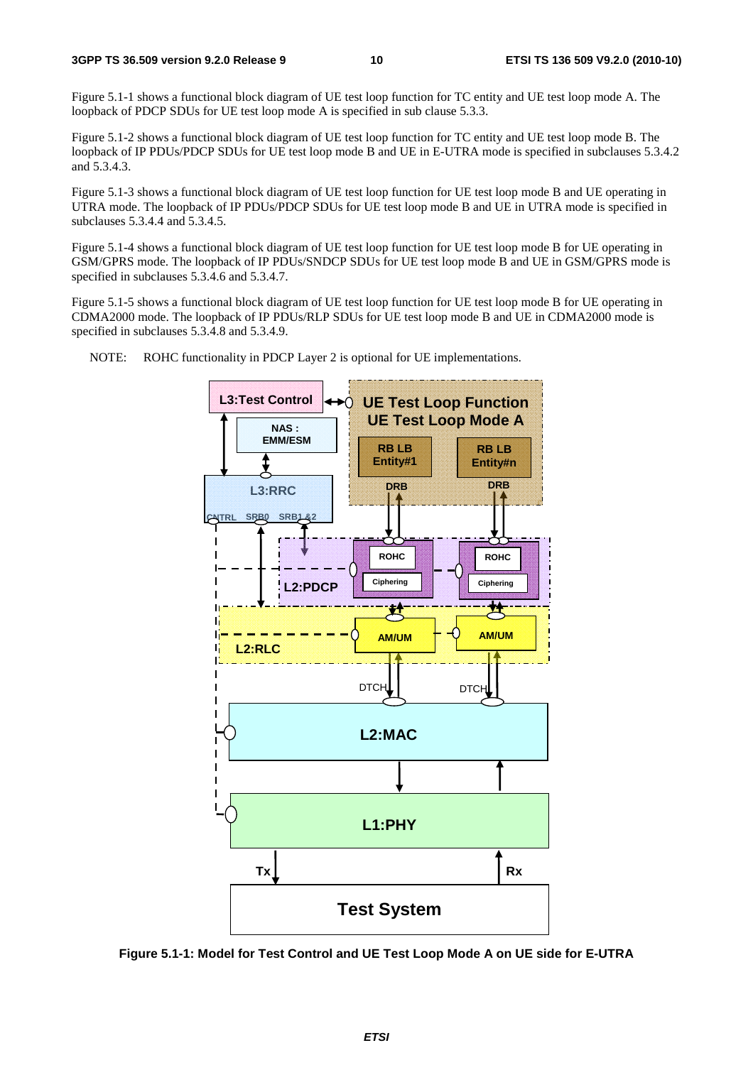Figure 5.1-1 shows a functional block diagram of UE test loop function for TC entity and UE test loop mode A. The loopback of PDCP SDUs for UE test loop mode A is specified in sub clause 5.3.3.

Figure 5.1-2 shows a functional block diagram of UE test loop function for TC entity and UE test loop mode B. The loopback of IP PDUs/PDCP SDUs for UE test loop mode B and UE in E-UTRA mode is specified in subclauses 5.3.4.2 and 5.3.4.3.

Figure 5.1-3 shows a functional block diagram of UE test loop function for UE test loop mode B and UE operating in UTRA mode. The loopback of IP PDUs/PDCP SDUs for UE test loop mode B and UE in UTRA mode is specified in subclauses 5.3.4.4 and 5.3.4.5.

Figure 5.1-4 shows a functional block diagram of UE test loop function for UE test loop mode B for UE operating in GSM/GPRS mode. The loopback of IP PDUs/SNDCP SDUs for UE test loop mode B and UE in GSM/GPRS mode is specified in subclauses 5.3.4.6 and 5.3.4.7.

Figure 5.1-5 shows a functional block diagram of UE test loop function for UE test loop mode B for UE operating in CDMA2000 mode. The loopback of IP PDUs/RLP SDUs for UE test loop mode B and UE in CDMA2000 mode is specified in subclauses 5.3.4.8 and 5.3.4.9.

NOTE: ROHC functionality in PDCP Layer 2 is optional for UE implementations.

**Figure 5.1-1: Model for Test Control and UE Test Loop Mode A on UE side for E-UTRA**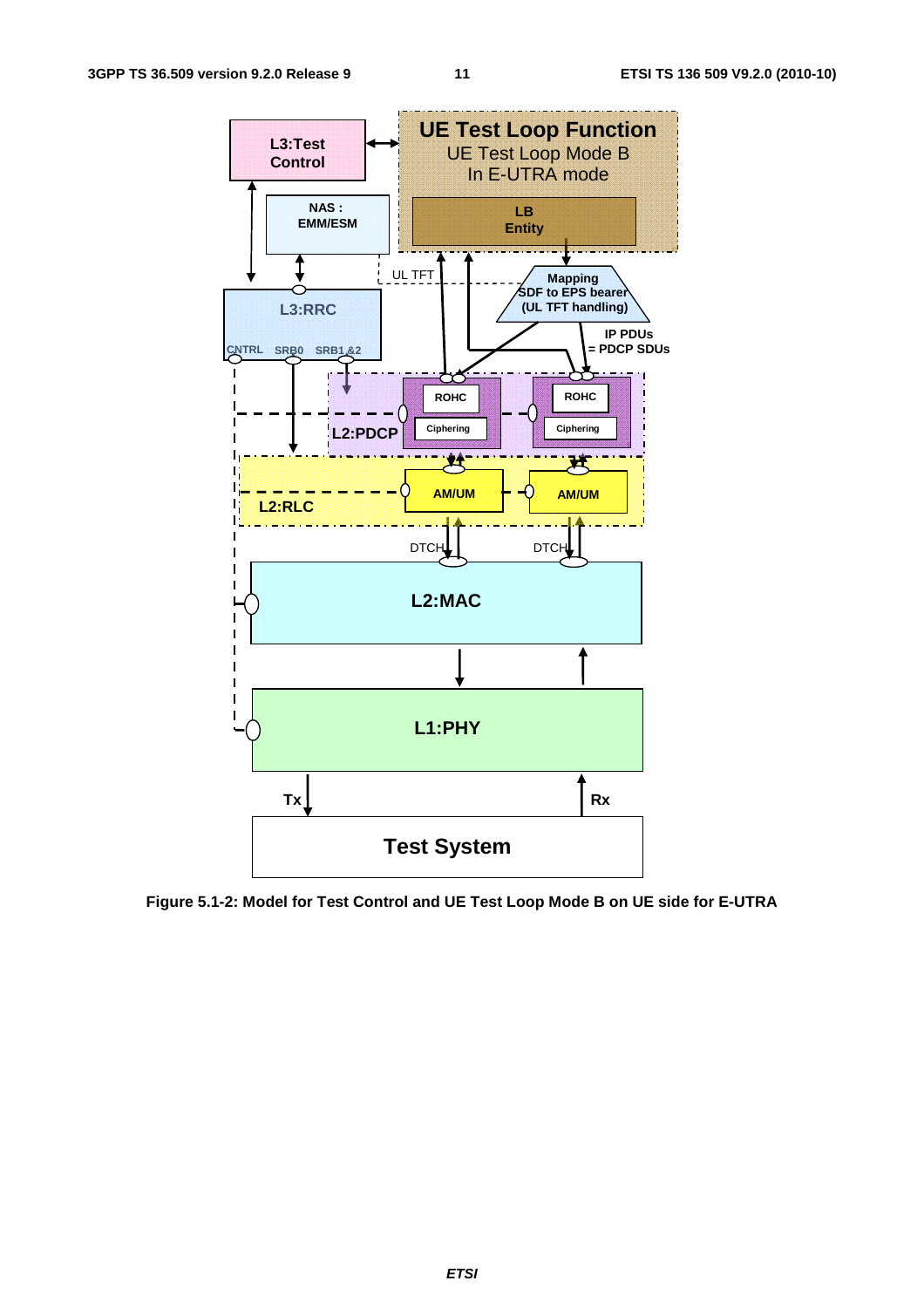Figure 5.1-2: Model for Test Control and UE Test Loop Mode B on UE side for E-UTRA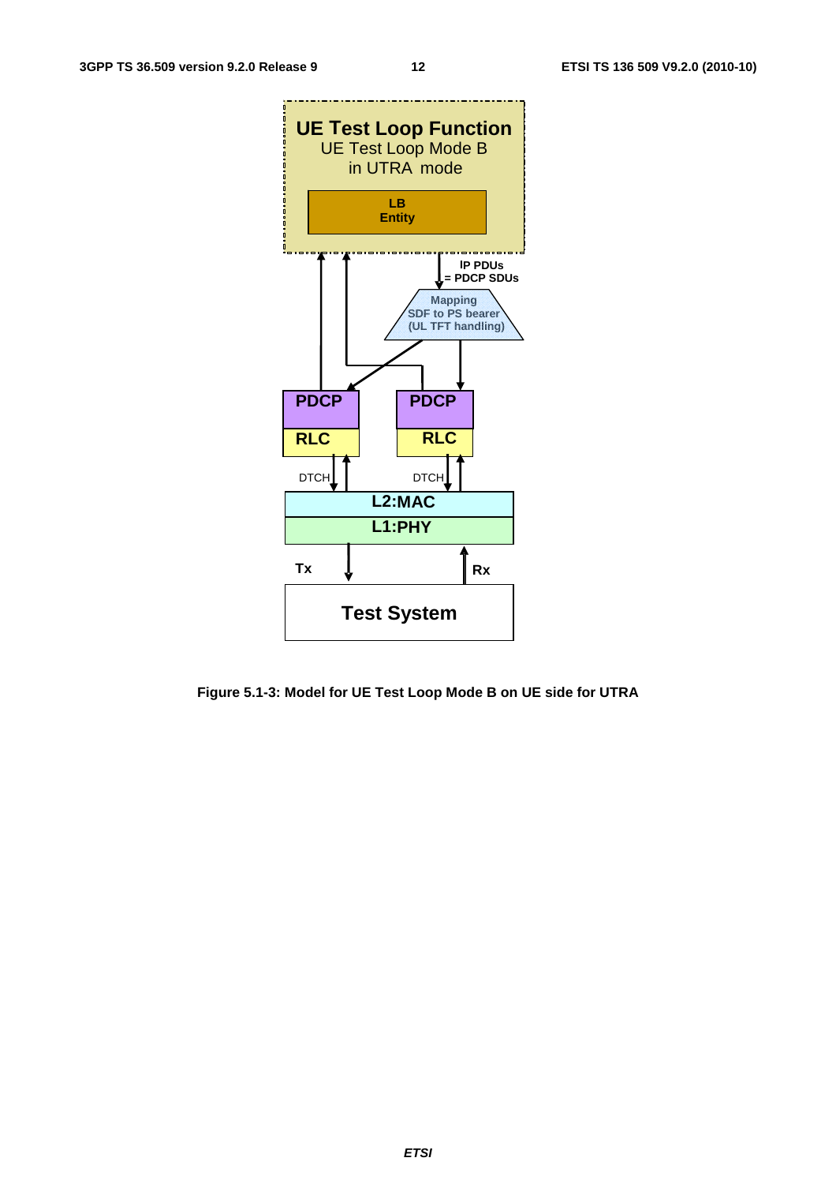Figure 5.1-3: Model for UE Test Loop Mode B on UE side for UTRA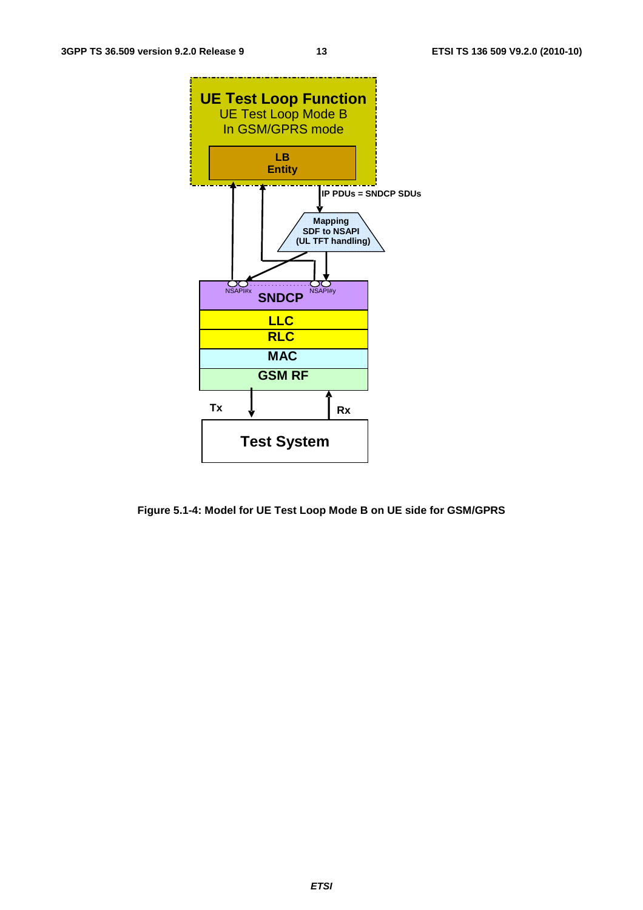Figure 5.1-4: Model for UE Test Loop Mode B on UE side for GSM/GPRS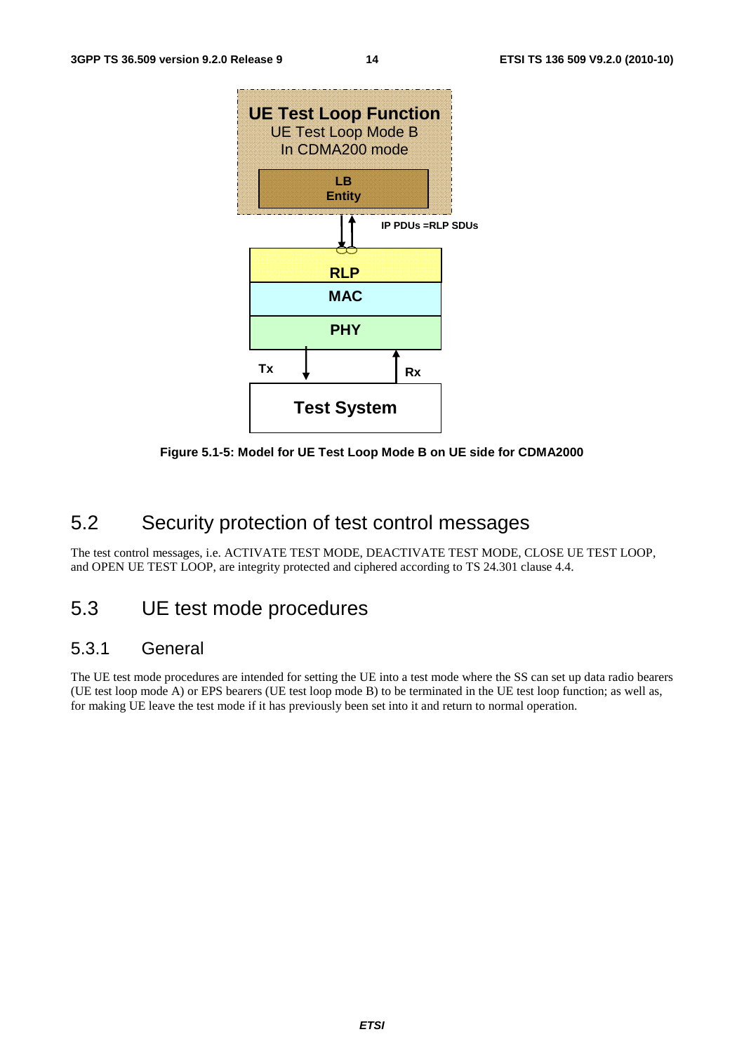Figure 5.1-5: Model for UE Test Loop Mode B on UE side for CDMA2000

## 5.2 Security protection of test control messages

The test control messages, i.e. ACTIVATE TEST MODE, DEACTIVATE TEST MODE, CLOSE UE TEST LOOP, and OPEN UE TEST LOOP, are integrity protected and ciphered according to TS 24.301 clause 4.4.

## 5.3 UE test mode procedures

### 5.3.1 General

The UE test mode procedures are intended for setting the UE into a test mode where the SS can set up data radio bearers (UE test loop mode A) or EPS bearers (UE test loop mode B) to be terminated in the UE test loop function; as well as, for making UE leave the test mode if it has previously been set into it and return to normal operation.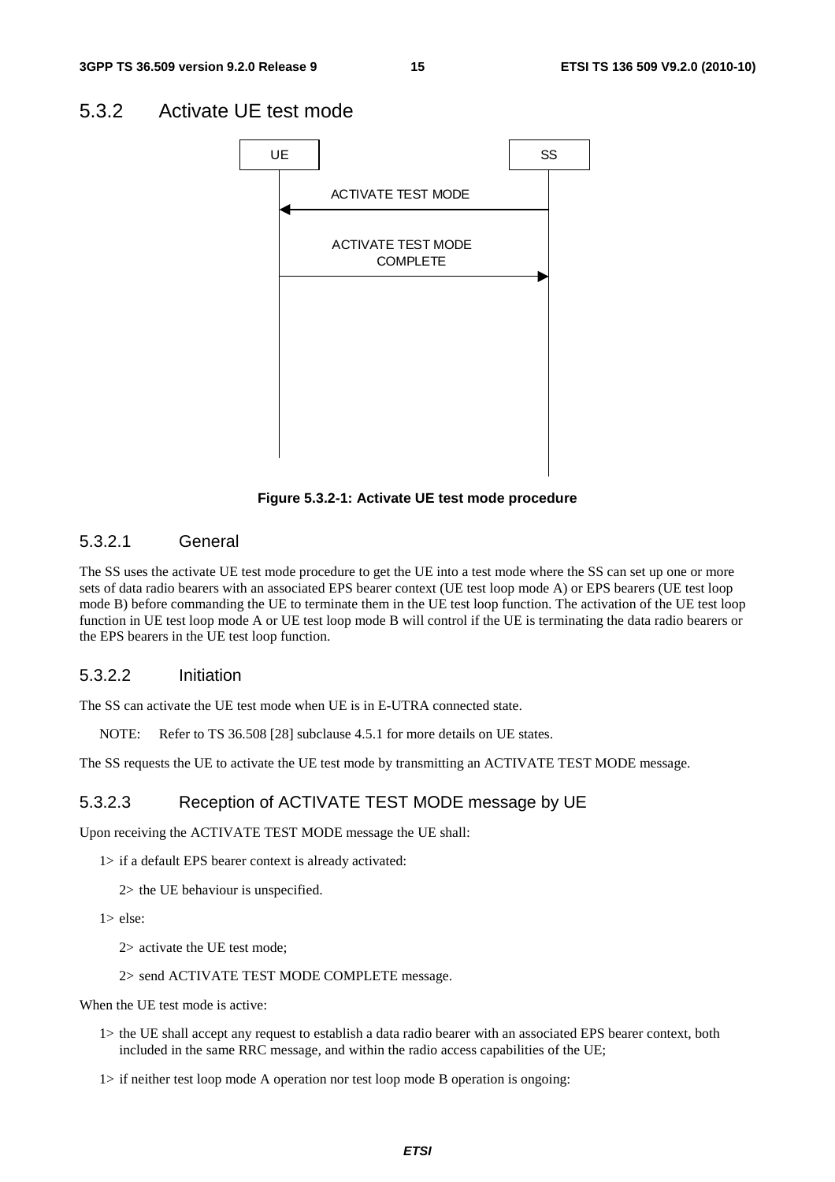## 5.3.2 Activate UE test mode

| UE | | SS |
|---|---|---|
| | ACTIVATE TEST MODE ← | |
| | ACTIVATE TEST MODE COMPLETE → | |

**Figure 5.3.2-1: Activate UE test mode procedure**

### 5.3.2.1 General

The SS uses the activate UE test mode procedure to get the UE into a test mode where the SS can set up one or more sets of data radio bearers with an associated EPS bearer context (UE test loop mode A) or EPS bearers (UE test loop mode B) before commanding the UE to terminate them in the UE test loop function. The activation of the UE test loop function in UE test loop mode A or UE test loop mode B will control if the UE is terminating the data radio bearers or the EPS bearers in the UE test loop function.

### 5.3.2.2 Initiation

The SS can activate the UE test mode when UE is in E-UTRA connected state.

NOTE: Refer to TS 36.508 [28] subclause 4.5.1 for more details on UE states.

The SS requests the UE to activate the UE test mode by transmitting an ACTIVATE TEST MODE message.

### 5.3.2.3 Reception of ACTIVATE TEST MODE message by UE

Upon receiving the ACTIVATE TEST MODE message the UE shall:

- 1> if a default EPS bearer context is already activated:
  - 2> the UE behaviour is unspecified.
- 1> else:
  - 2> activate the UE test mode;
  - 2> send ACTIVATE TEST MODE COMPLETE message.

When the UE test mode is active:

- 1> the UE shall accept any request to establish a data radio bearer with an associated EPS bearer context, both included in the same RRC message, and within the radio access capabilities of the UE;
- 1> if neither test loop mode A operation nor test loop mode B operation is ongoing: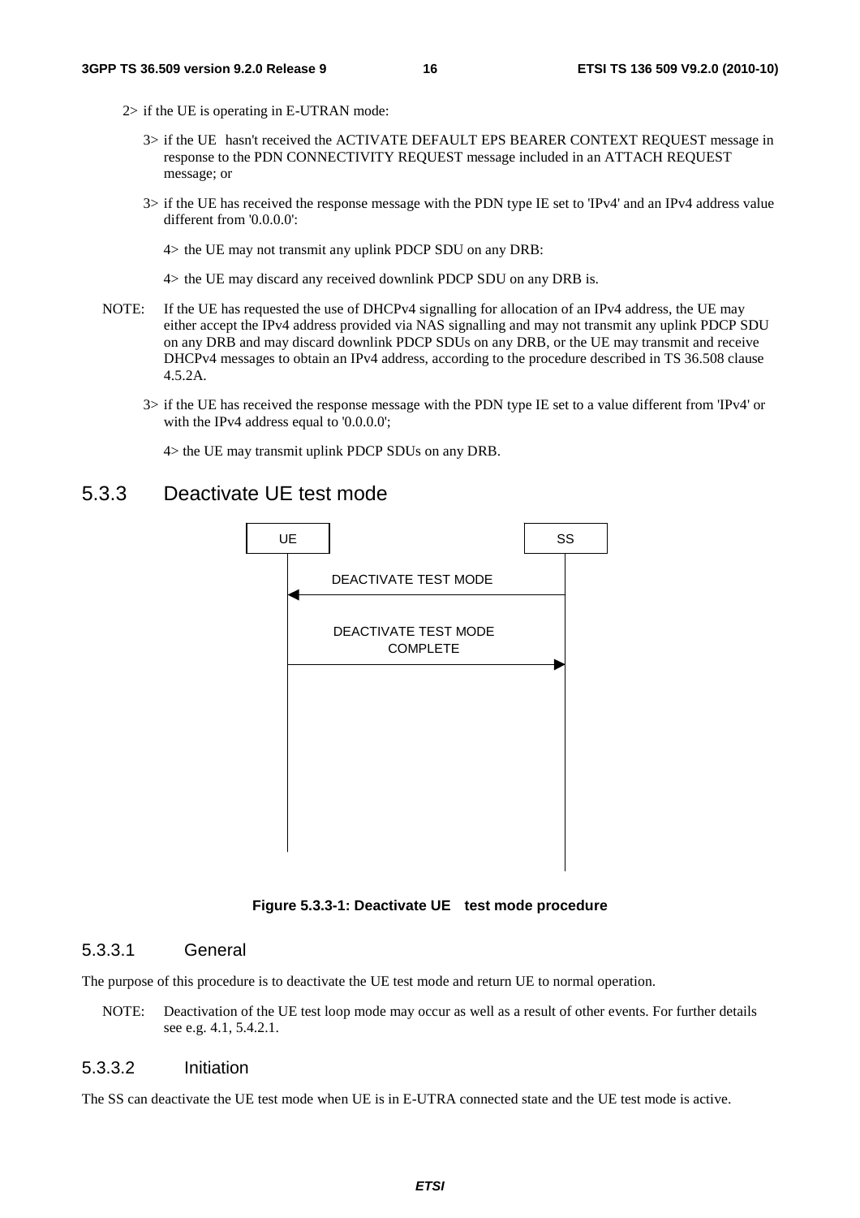2> if the UE is operating in E-UTRAN mode:

3> if the UE  hasn't received the ACTIVATE DEFAULT EPS BEARER CONTEXT REQUEST message in response to the PDN CONNECTIVITY REQUEST message included in an ATTACH REQUEST message; or

3> if the UE has received the response message with the PDN type IE set to 'IPv4' and an IPv4 address value different from '0.0.0.0':

4> the UE may not transmit any uplink PDCP SDU on any DRB:

4> the UE may discard any received downlink PDCP SDU on any DRB is.

NOTE: If the UE has requested the use of DHCPv4 signalling for allocation of an IPv4 address, the UE may either accept the IPv4 address provided via NAS signalling and may not transmit any uplink PDCP SDU on any DRB and may discard downlink PDCP SDUs on any DRB, or the UE may transmit and receive DHCPv4 messages to obtain an IPv4 address, according to the procedure described in TS 36.508 clause 4.5.2A.

3> if the UE has received the response message with the PDN type IE set to a value different from 'IPv4' or with the IPv4 address equal to '0.0.0.0';

4> the UE may transmit uplink PDCP SDUs on any DRB.

## 5.3.3 Deactivate UE test mode

UE — SS

DEACTIVATE TEST MODE (SS → UE)

DEACTIVATE TEST MODE COMPLETE (UE → SS)

**Figure 5.3.3-1: Deactivate UE   test mode procedure**

### 5.3.3.1 General

The purpose of this procedure is to deactivate the UE test mode and return UE to normal operation.

NOTE: Deactivation of the UE test loop mode may occur as well as a result of other events. For further details see e.g. 4.1, 5.4.2.1.

### 5.3.3.2 Initiation

The SS can deactivate the UE test mode when UE is in E-UTRA connected state and the UE test mode is active.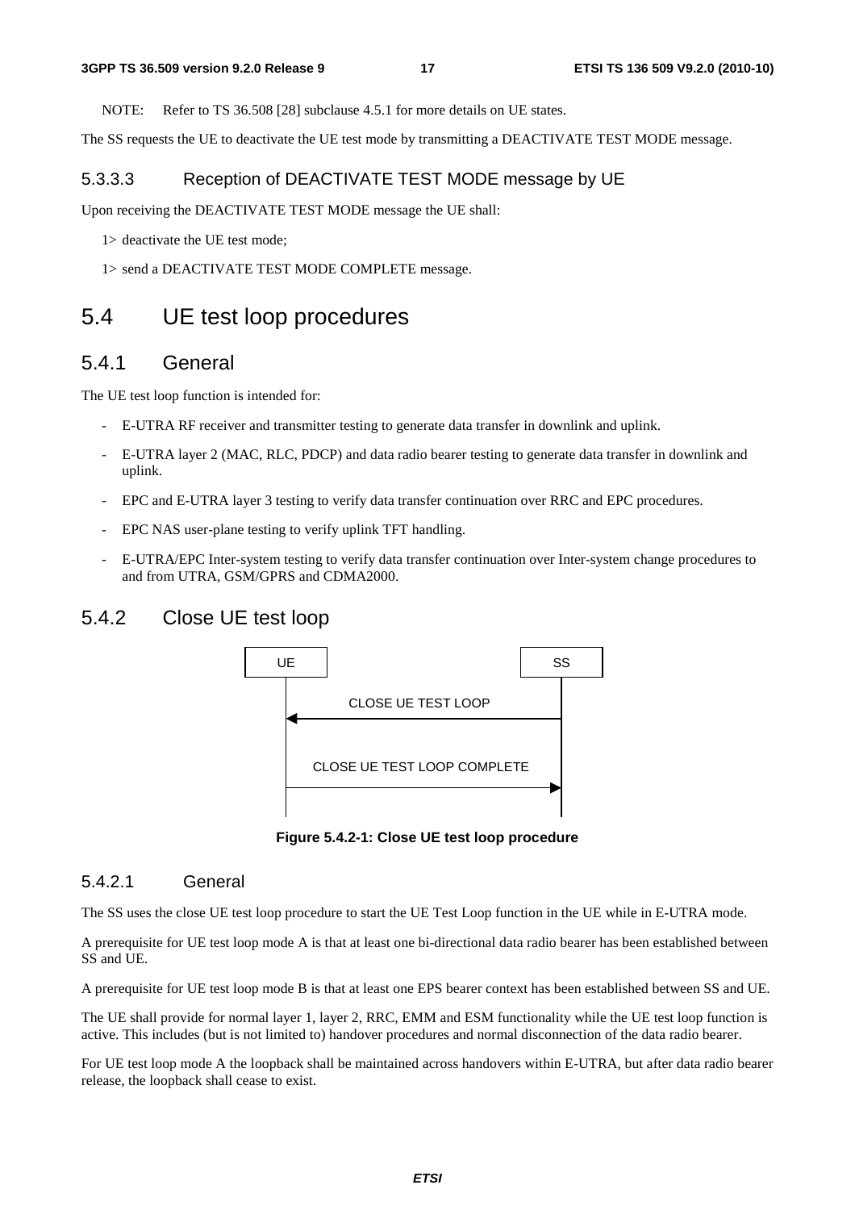NOTE: Refer to TS 36.508 [28] subclause 4.5.1 for more details on UE states.

The SS requests the UE to deactivate the UE test mode by transmitting a DEACTIVATE TEST MODE message.

#### 5.3.3.3 Reception of DEACTIVATE TEST MODE message by UE

Upon receiving the DEACTIVATE TEST MODE message the UE shall:

1> deactivate the UE test mode;

1> send a DEACTIVATE TEST MODE COMPLETE message.

## 5.4 UE test loop procedures

### 5.4.1 General

The UE test loop function is intended for:

- E-UTRA RF receiver and transmitter testing to generate data transfer in downlink and uplink.
- E-UTRA layer 2 (MAC, RLC, PDCP) and data radio bearer testing to generate data transfer in downlink and uplink.
- EPC and E-UTRA layer 3 testing to verify data transfer continuation over RRC and EPC procedures.
- EPC NAS user-plane testing to verify uplink TFT handling.
- E-UTRA/EPC Inter-system testing to verify data transfer continuation over Inter-system change procedures to and from UTRA, GSM/GPRS and CDMA2000.

### 5.4.2 Close UE test loop

UE SS

CLOSE UE TEST LOOP

CLOSE UE TEST LOOP COMPLETE

**Figure 5.4.2-1: Close UE test loop procedure**

#### 5.4.2.1 General

The SS uses the close UE test loop procedure to start the UE Test Loop function in the UE while in E-UTRA mode.

A prerequisite for UE test loop mode A is that at least one bi-directional data radio bearer has been established between SS and UE.

A prerequisite for UE test loop mode B is that at least one EPS bearer context has been established between SS and UE.

The UE shall provide for normal layer 1, layer 2, RRC, EMM and ESM functionality while the UE test loop function is active. This includes (but is not limited to) handover procedures and normal disconnection of the data radio bearer.

For UE test loop mode A the loopback shall be maintained across handovers within E-UTRA, but after data radio bearer release, the loopback shall cease to exist.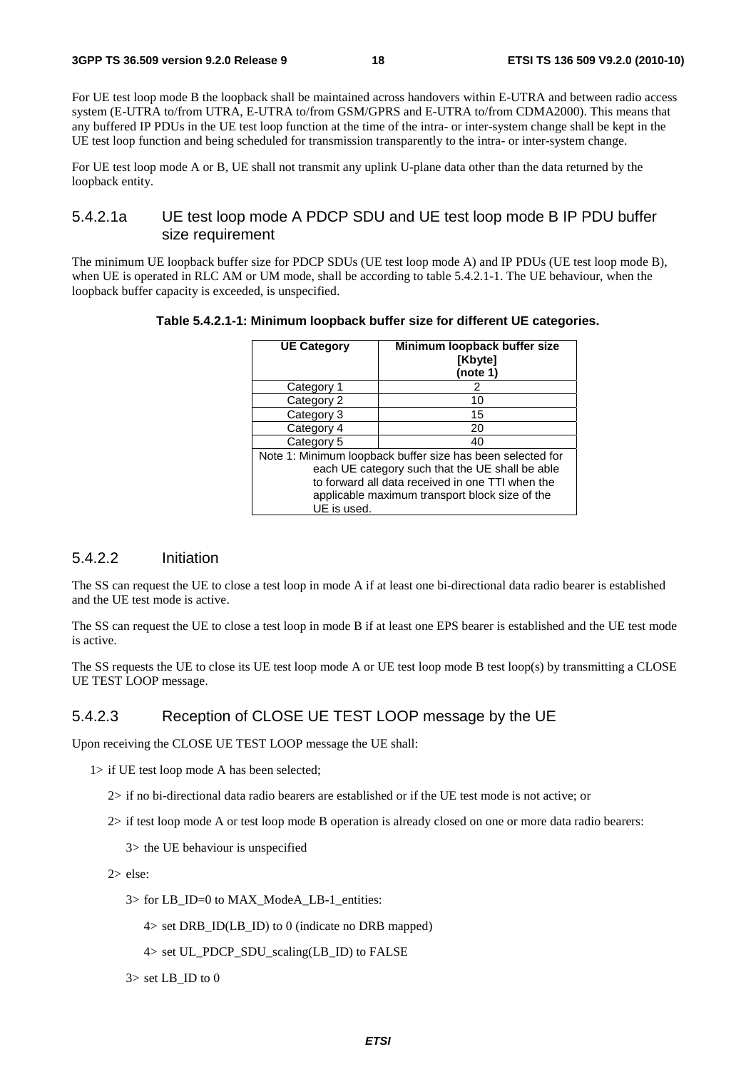For UE test loop mode B the loopback shall be maintained across handovers within E-UTRA and between radio access system (E-UTRA to/from UTRA, E-UTRA to/from GSM/GPRS and E-UTRA to/from CDMA2000). This means that any buffered IP PDUs in the UE test loop function at the time of the intra- or inter-system change shall be kept in the UE test loop function and being scheduled for transmission transparently to the intra- or inter-system change.

For UE test loop mode A or B, UE shall not transmit any uplink U-plane data other than the data returned by the loopback entity.

### 5.4.2.1a UE test loop mode A PDCP SDU and UE test loop mode B IP PDU buffer size requirement

The minimum UE loopback buffer size for PDCP SDUs (UE test loop mode A) and IP PDUs (UE test loop mode B), when UE is operated in RLC AM or UM mode, shall be according to table 5.4.2.1-1. The UE behaviour, when the loopback buffer capacity is exceeded, is unspecified.

**Table 5.4.2.1-1: Minimum loopback buffer size for different UE categories.**

| UE Category | Minimum loopback buffer size [Kbyte] (note 1) |
|---|---|
| Category 1 | 2 |
| Category 2 | 10 |
| Category 3 | 15 |
| Category 4 | 20 |
| Category 5 | 40 |
| Note 1: Minimum loopback buffer size has been selected for each UE category such that the UE shall be able to forward all data received in one TTI when the applicable maximum transport block size of the UE is used. | |

### 5.4.2.2 Initiation

The SS can request the UE to close a test loop in mode A if at least one bi-directional data radio bearer is established and the UE test mode is active.

The SS can request the UE to close a test loop in mode B if at least one EPS bearer is established and the UE test mode is active.

The SS requests the UE to close its UE test loop mode A or UE test loop mode B test loop(s) by transmitting a CLOSE UE TEST LOOP message.

### 5.4.2.3 Reception of CLOSE UE TEST LOOP message by the UE

Upon receiving the CLOSE UE TEST LOOP message the UE shall:

- 1> if UE test loop mode A has been selected;
  - 2> if no bi-directional data radio bearers are established or if the UE test mode is not active; or
  - 2> if test loop mode A or test loop mode B operation is already closed on one or more data radio bearers:
    - 3> the UE behaviour is unspecified
  - 2> else:
    - 3> for LB_ID=0 to MAX_ModeA_LB-1_entities:
      - 4> set DRB_ID(LB_ID) to 0 (indicate no DRB mapped)
      - 4> set UL_PDCP_SDU_scaling(LB_ID) to FALSE
    - 3> set LB_ID to 0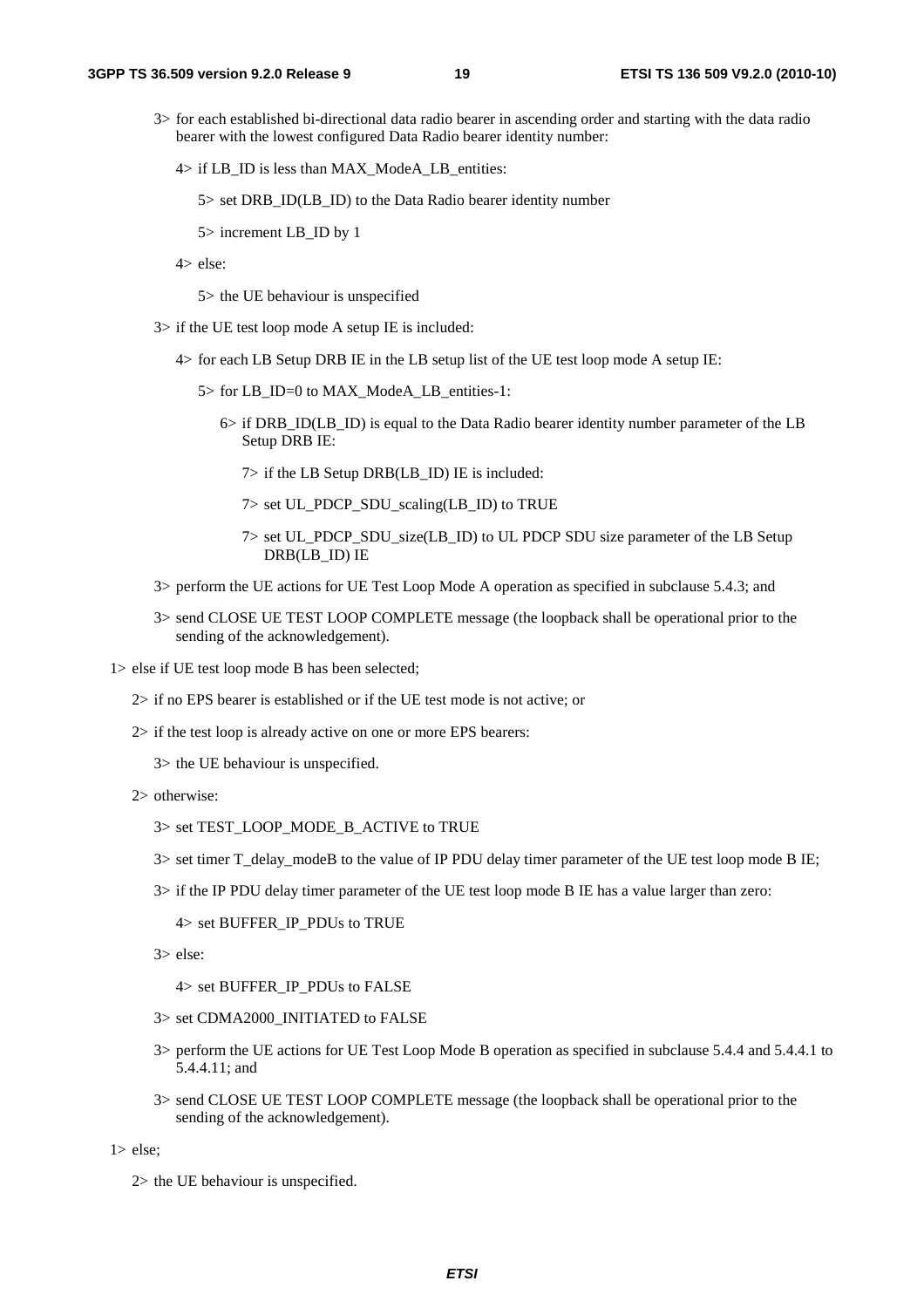3> for each established bi-directional data radio bearer in ascending order and starting with the data radio bearer with the lowest configured Data Radio bearer identity number:

4> if LB_ID is less than MAX_ModeA_LB_entities:

5> set DRB_ID(LB_ID) to the Data Radio bearer identity number

5> increment LB_ID by 1

4> else:

5> the UE behaviour is unspecified

3> if the UE test loop mode A setup IE is included:

4> for each LB Setup DRB IE in the LB setup list of the UE test loop mode A setup IE:

5> for LB_ID=0 to MAX_ModeA_LB_entities-1:

6> if DRB_ID(LB_ID) is equal to the Data Radio bearer identity number parameter of the LB Setup DRB IE:

7> if the LB Setup DRB(LB_ID) IE is included:

7> set UL_PDCP_SDU_scaling(LB_ID) to TRUE

7> set UL_PDCP_SDU_size(LB_ID) to UL PDCP SDU size parameter of the LB Setup DRB(LB_ID) IE

3> perform the UE actions for UE Test Loop Mode A operation as specified in subclause 5.4.3; and

3> send CLOSE UE TEST LOOP COMPLETE message (the loopback shall be operational prior to the sending of the acknowledgement).

1> else if UE test loop mode B has been selected;

2> if no EPS bearer is established or if the UE test mode is not active; or

2> if the test loop is already active on one or more EPS bearers:

3> the UE behaviour is unspecified.

2> otherwise:

3> set TEST_LOOP_MODE_B_ACTIVE to TRUE

3> set timer T_delay_modeB to the value of IP PDU delay timer parameter of the UE test loop mode B IE;

3> if the IP PDU delay timer parameter of the UE test loop mode B IE has a value larger than zero:

4> set BUFFER_IP_PDUs to TRUE

3> else:

4> set BUFFER_IP_PDUs to FALSE

3> set CDMA2000_INITIATED to FALSE

3> perform the UE actions for UE Test Loop Mode B operation as specified in subclause 5.4.4 and 5.4.4.1 to 5.4.4.11; and

3> send CLOSE UE TEST LOOP COMPLETE message (the loopback shall be operational prior to the sending of the acknowledgement).

1> else;

2> the UE behaviour is unspecified.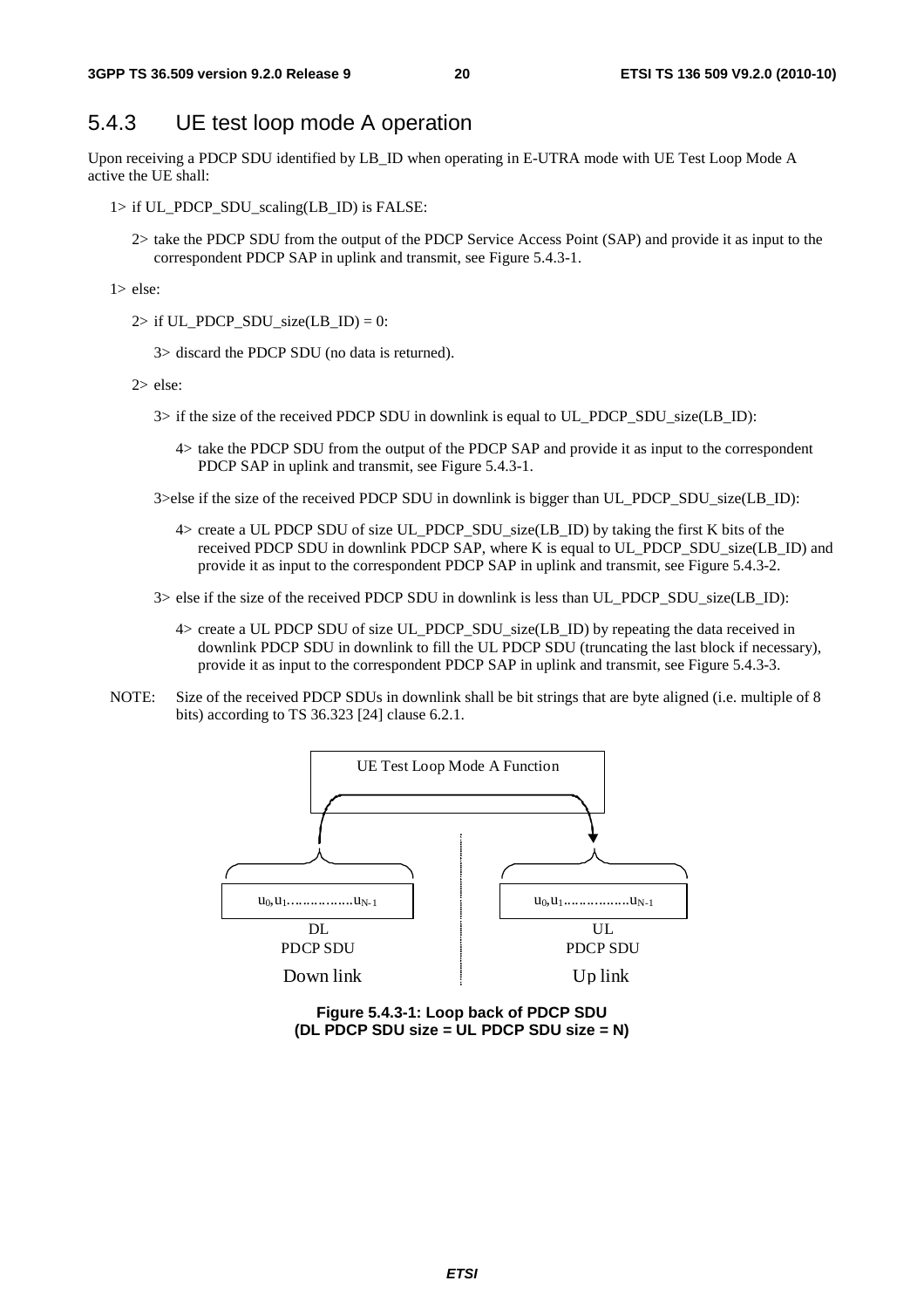### 5.4.3 UE test loop mode A operation

Upon receiving a PDCP SDU identified by LB_ID when operating in E-UTRA mode with UE Test Loop Mode A active the UE shall:

1> if UL_PDCP_SDU_scaling(LB_ID) is FALSE:

2> take the PDCP SDU from the output of the PDCP Service Access Point (SAP) and provide it as input to the correspondent PDCP SAP in uplink and transmit, see Figure 5.4.3-1.

1> else:

2> if UL_PDCP_SDU_size(LB_ID) = 0:

3> discard the PDCP SDU (no data is returned).

2> else:

3> if the size of the received PDCP SDU in downlink is equal to UL_PDCP_SDU_size(LB_ID):

4> take the PDCP SDU from the output of the PDCP SAP and provide it as input to the correspondent PDCP SAP in uplink and transmit, see Figure 5.4.3-1.

3>else if the size of the received PDCP SDU in downlink is bigger than UL_PDCP_SDU_size(LB_ID):

4> create a UL PDCP SDU of size UL_PDCP_SDU_size(LB_ID) by taking the first K bits of the received PDCP SDU in downlink PDCP SAP, where K is equal to UL_PDCP_SDU_size(LB_ID) and provide it as input to the correspondent PDCP SAP in uplink and transmit, see Figure 5.4.3-2.

3> else if the size of the received PDCP SDU in downlink is less than UL_PDCP_SDU_size(LB_ID):

4> create a UL PDCP SDU of size UL_PDCP_SDU_size(LB_ID) by repeating the data received in downlink PDCP SDU in downlink to fill the UL PDCP SDU (truncating the last block if necessary), provide it as input to the correspondent PDCP SAP in uplink and transmit, see Figure 5.4.3-3.

NOTE: Size of the received PDCP SDUs in downlink shall be bit strings that are byte aligned (i.e. multiple of 8 bits) according to TS 36.323 [24] clause 6.2.1.

UE Test Loop Mode A Function

$u_0, u_1 \ldots\ldots\ldots\ldots u_{N-1}$ — DL PDCP SDU — Down link

$u_0, u_1 \ldots\ldots\ldots\ldots u_{N-1}$ — UL PDCP SDU — Up link

**Figure 5.4.3-1: Loop back of PDCP SDU (DL PDCP SDU size = UL PDCP SDU size = N)**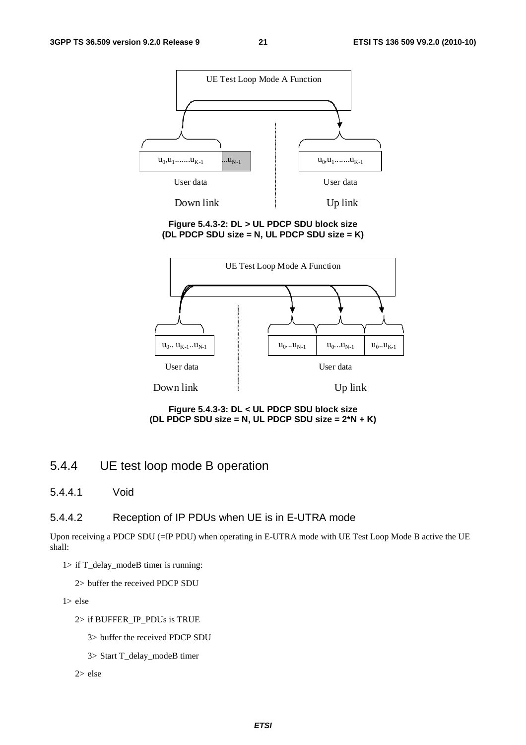UE Test Loop Mode A Function

$u_0,u_1.......u_{K-1}$ ..$u_{N-1}$

User data

Down link

$u_0,u_1.......u_{K-1}$

User data

Up link

**Figure 5.4.3-2: DL > UL PDCP SDU block size (DL PDCP SDU size = N, UL PDCP SDU size = K)**

UE Test Loop Mode A Function

$u_0..\ u_{K-1}..u_{N-1}$

User data

Down link

$u_0...u_{N-1}$ $u_0...u_{N-1}$ $u_0..u_{K-1}$

User data

Up link

**Figure 5.4.3-3: DL < UL PDCP SDU block size (DL PDCP SDU size = N, UL PDCP SDU size = 2*N + K)**

### 5.4.4 UE test loop mode B operation

#### 5.4.4.1 Void

#### 5.4.4.2 Reception of IP PDUs when UE is in E-UTRA mode

Upon receiving a PDCP SDU (=IP PDU) when operating in E-UTRA mode with UE Test Loop Mode B active the UE shall:

1> if T_delay_modeB timer is running:

2> buffer the received PDCP SDU

1> else

2> if BUFFER_IP_PDUs is TRUE

3> buffer the received PDCP SDU

3> Start T_delay_modeB timer

2> else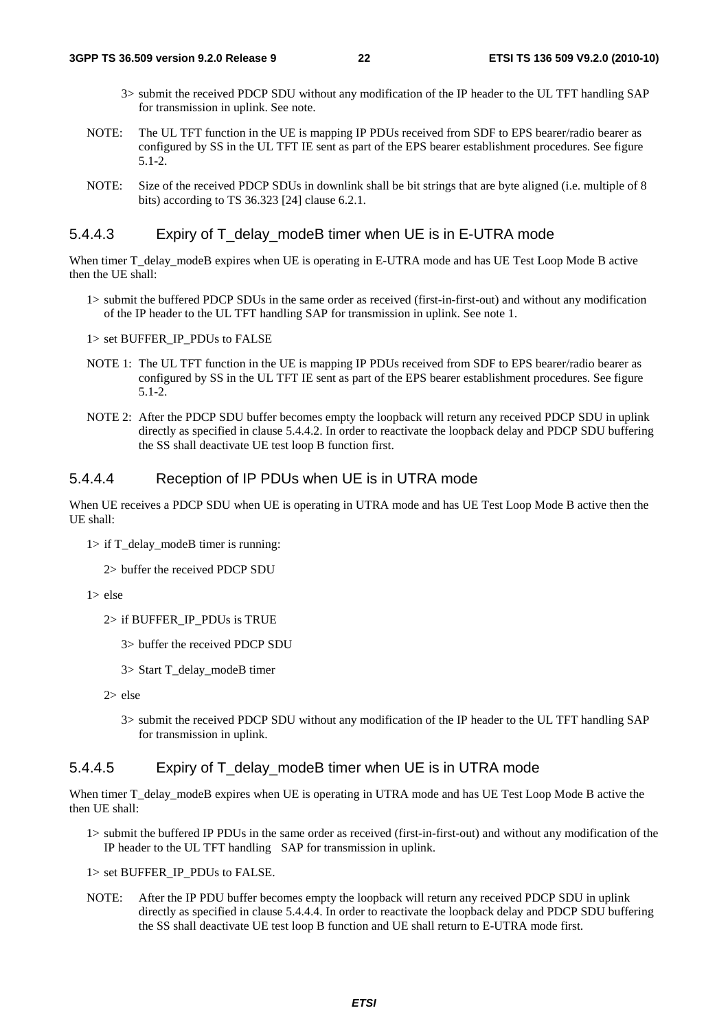3> submit the received PDCP SDU without any modification of the IP header to the UL TFT handling SAP for transmission in uplink. See note.

NOTE: The UL TFT function in the UE is mapping IP PDUs received from SDF to EPS bearer/radio bearer as configured by SS in the UL TFT IE sent as part of the EPS bearer establishment procedures. See figure 5.1-2.

NOTE: Size of the received PDCP SDUs in downlink shall be bit strings that are byte aligned (i.e. multiple of 8 bits) according to TS 36.323 [24] clause 6.2.1.

#### 5.4.4.3 Expiry of T_delay_modeB timer when UE is in E-UTRA mode

When timer T_delay_modeB expires when UE is operating in E-UTRA mode and has UE Test Loop Mode B active then the UE shall:

1> submit the buffered PDCP SDUs in the same order as received (first-in-first-out) and without any modification of the IP header to the UL TFT handling SAP for transmission in uplink. See note 1.

1> set BUFFER_IP_PDUs to FALSE

NOTE 1: The UL TFT function in the UE is mapping IP PDUs received from SDF to EPS bearer/radio bearer as configured by SS in the UL TFT IE sent as part of the EPS bearer establishment procedures. See figure 5.1-2.

NOTE 2: After the PDCP SDU buffer becomes empty the loopback will return any received PDCP SDU in uplink directly as specified in clause 5.4.4.2. In order to reactivate the loopback delay and PDCP SDU buffering the SS shall deactivate UE test loop B function first.

#### 5.4.4.4 Reception of IP PDUs when UE is in UTRA mode

When UE receives a PDCP SDU when UE is operating in UTRA mode and has UE Test Loop Mode B active then the UE shall:

1> if T_delay_modeB timer is running:

2> buffer the received PDCP SDU

1> else

2> if BUFFER_IP_PDUs is TRUE

3> buffer the received PDCP SDU

3> Start T_delay_modeB timer

2> else

3> submit the received PDCP SDU without any modification of the IP header to the UL TFT handling SAP for transmission in uplink.

#### 5.4.4.5 Expiry of T_delay_modeB timer when UE is in UTRA mode

When timer T_delay_modeB expires when UE is operating in UTRA mode and has UE Test Loop Mode B active the then UE shall:

1> submit the buffered IP PDUs in the same order as received (first-in-first-out) and without any modification of the IP header to the UL TFT handling SAP for transmission in uplink.

1> set BUFFER_IP_PDUs to FALSE.

NOTE: After the IP PDU buffer becomes empty the loopback will return any received PDCP SDU in uplink directly as specified in clause 5.4.4.4. In order to reactivate the loopback delay and PDCP SDU buffering the SS shall deactivate UE test loop B function and UE shall return to E-UTRA mode first.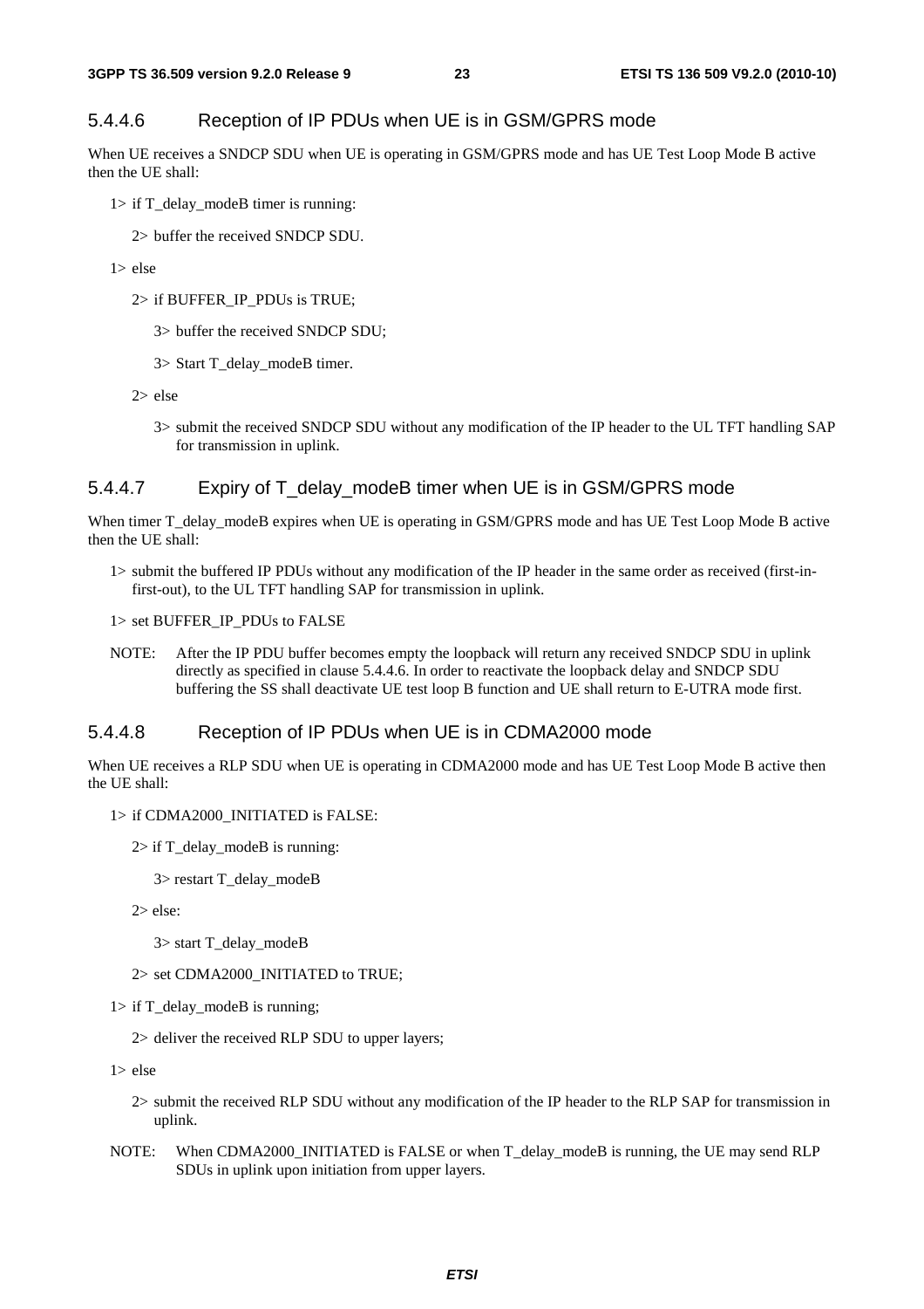### 5.4.4.6 Reception of IP PDUs when UE is in GSM/GPRS mode

When UE receives a SNDCP SDU when UE is operating in GSM/GPRS mode and has UE Test Loop Mode B active then the UE shall:

1> if T_delay_modeB timer is running:

2> buffer the received SNDCP SDU.

1> else

2> if BUFFER_IP_PDUs is TRUE;

3> buffer the received SNDCP SDU;

3> Start T_delay_modeB timer.

2> else

3> submit the received SNDCP SDU without any modification of the IP header to the UL TFT handling SAP for transmission in uplink.

### 5.4.4.7 Expiry of T_delay_modeB timer when UE is in GSM/GPRS mode

When timer T_delay_modeB expires when UE is operating in GSM/GPRS mode and has UE Test Loop Mode B active then the UE shall:

1> submit the buffered IP PDUs without any modification of the IP header in the same order as received (first-in-first-out), to the UL TFT handling SAP for transmission in uplink.

1> set BUFFER_IP_PDUs to FALSE

NOTE: After the IP PDU buffer becomes empty the loopback will return any received SNDCP SDU in uplink directly as specified in clause 5.4.4.6. In order to reactivate the loopback delay and SNDCP SDU buffering the SS shall deactivate UE test loop B function and UE shall return to E-UTRA mode first.

### 5.4.4.8 Reception of IP PDUs when UE is in CDMA2000 mode

When UE receives a RLP SDU when UE is operating in CDMA2000 mode and has UE Test Loop Mode B active then the UE shall:

1> if CDMA2000_INITIATED is FALSE:

2> if T_delay_modeB is running:

3> restart T_delay_modeB

2> else:

3> start T_delay_modeB

2> set CDMA2000_INITIATED to TRUE;

1> if T_delay_modeB is running;

2> deliver the received RLP SDU to upper layers;

1> else

2> submit the received RLP SDU without any modification of the IP header to the RLP SAP for transmission in uplink.

NOTE: When CDMA2000_INITIATED is FALSE or when T_delay_modeB is running, the UE may send RLP SDUs in uplink upon initiation from upper layers.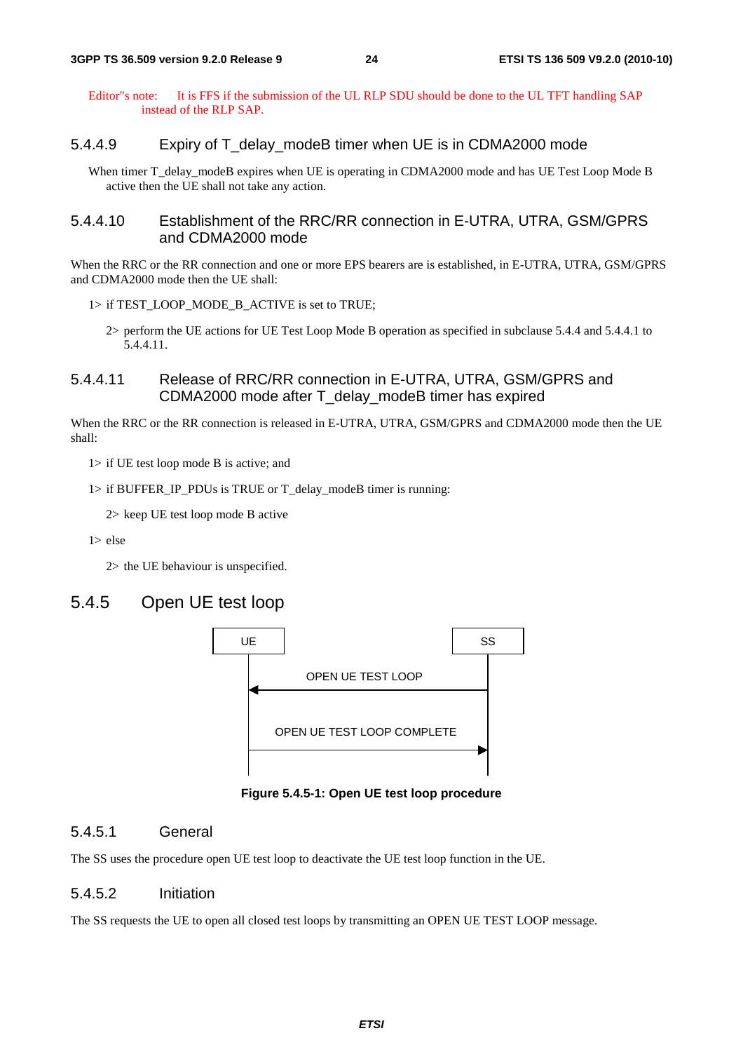Editor"s note: It is FFS if the submission of the UL RLP SDU should be done to the UL TFT handling SAP instead of the RLP SAP.

#### 5.4.4.9 Expiry of T_delay_modeB timer when UE is in CDMA2000 mode

When timer T_delay_modeB expires when UE is operating in CDMA2000 mode and has UE Test Loop Mode B active then the UE shall not take any action.

#### 5.4.4.10 Establishment of the RRC/RR connection in E-UTRA, UTRA, GSM/GPRS and CDMA2000 mode

When the RRC or the RR connection and one or more EPS bearers are is established, in E-UTRA, UTRA, GSM/GPRS and CDMA2000 mode then the UE shall:

1> if TEST_LOOP_MODE_B_ACTIVE is set to TRUE;

2> perform the UE actions for UE Test Loop Mode B operation as specified in subclause 5.4.4 and 5.4.4.1 to 5.4.4.11.

#### 5.4.4.11 Release of RRC/RR connection in E-UTRA, UTRA, GSM/GPRS and CDMA2000 mode after T_delay_modeB timer has expired

When the RRC or the RR connection is released in E-UTRA, UTRA, GSM/GPRS and CDMA2000 mode then the UE shall:

1> if UE test loop mode B is active; and

1> if BUFFER_IP_PDUs is TRUE or T_delay_modeB timer is running:

2> keep UE test loop mode B active

1> else

2> the UE behaviour is unspecified.

### 5.4.5 Open UE test loop

```
UE                                  SS
 |                                   |
 |        OPEN UE TEST LOOP          |
 |<----------------------------------|
 |                                   |
 |   OPEN UE TEST LOOP COMPLETE      |
 |---------------------------------->|
 |                                   |
```

**Figure 5.4.5-1: Open UE test loop procedure**

#### 5.4.5.1 General

The SS uses the procedure open UE test loop to deactivate the UE test loop function in the UE.

#### 5.4.5.2 Initiation

The SS requests the UE to open all closed test loops by transmitting an OPEN UE TEST LOOP message.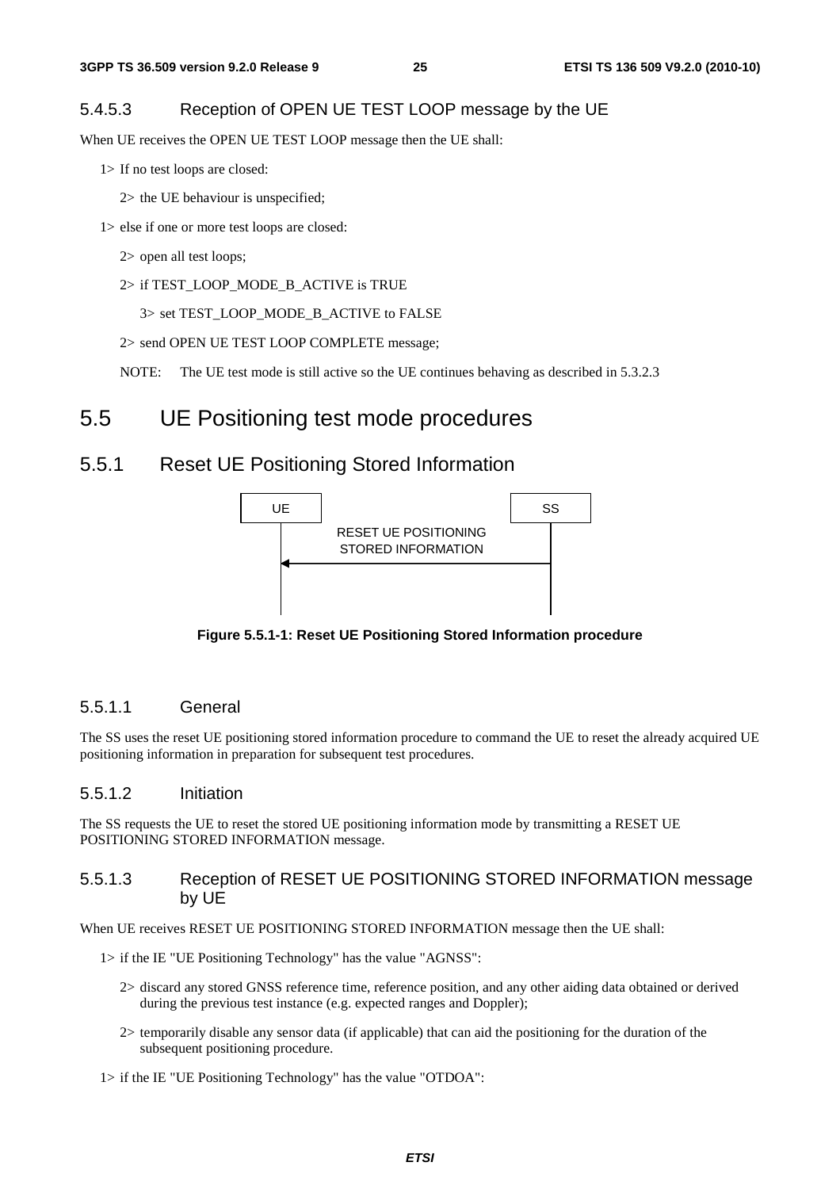#### 5.4.5.3 Reception of OPEN UE TEST LOOP message by the UE

When UE receives the OPEN UE TEST LOOP message then the UE shall:

1> If no test loops are closed:

2> the UE behaviour is unspecified;

1> else if one or more test loops are closed:

2> open all test loops;

2> if TEST_LOOP_MODE_B_ACTIVE is TRUE

3> set TEST_LOOP_MODE_B_ACTIVE to FALSE

2> send OPEN UE TEST LOOP COMPLETE message;

NOTE: The UE test mode is still active so the UE continues behaving as described in 5.3.2.3

## 5.5 UE Positioning test mode procedures

### 5.5.1 Reset UE Positioning Stored Information

UE | SS

RESET UE POSITIONING STORED INFORMATION (SS → UE)

**Figure 5.5.1-1: Reset UE Positioning Stored Information procedure**

#### 5.5.1.1 General

The SS uses the reset UE positioning stored information procedure to command the UE to reset the already acquired UE positioning information in preparation for subsequent test procedures.

#### 5.5.1.2 Initiation

The SS requests the UE to reset the stored UE positioning information mode by transmitting a RESET UE POSITIONING STORED INFORMATION message.

#### 5.5.1.3 Reception of RESET UE POSITIONING STORED INFORMATION message by UE

When UE receives RESET UE POSITIONING STORED INFORMATION message then the UE shall:

1> if the IE "UE Positioning Technology" has the value "AGNSS":

2> discard any stored GNSS reference time, reference position, and any other aiding data obtained or derived during the previous test instance (e.g. expected ranges and Doppler);

2> temporarily disable any sensor data (if applicable) that can aid the positioning for the duration of the subsequent positioning procedure.

1> if the IE "UE Positioning Technology" has the value "OTDOA":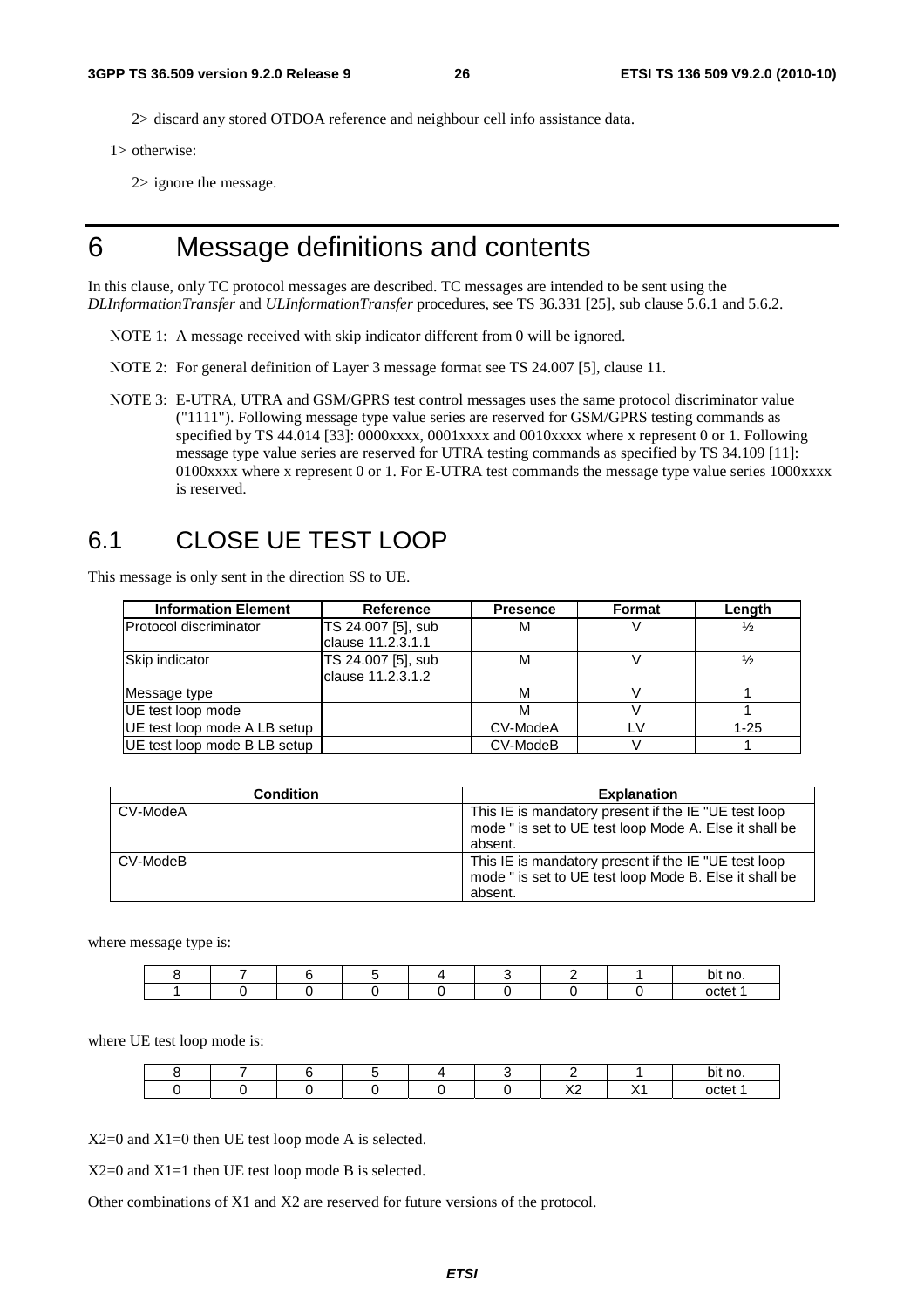2> discard any stored OTDOA reference and neighbour cell info assistance data.

1> otherwise:

2> ignore the message.

# 6 Message definitions and contents

In this clause, only TC protocol messages are described. TC messages are intended to be sent using the *DLInformationTransfer* and *ULInformationTransfer* procedures, see TS 36.331 [25], sub clause 5.6.1 and 5.6.2.

NOTE 1: A message received with skip indicator different from 0 will be ignored.

NOTE 2: For general definition of Layer 3 message format see TS 24.007 [5], clause 11.

NOTE 3: E-UTRA, UTRA and GSM/GPRS test control messages uses the same protocol discriminator value ("1111"). Following message type value series are reserved for GSM/GPRS testing commands as specified by TS 44.014 [33]: 0000xxxx, 0001xxxx and 0010xxxx where x represent 0 or 1. Following message type value series are reserved for UTRA testing commands as specified by TS 34.109 [11]: 0100xxxx where x represent 0 or 1. For E-UTRA test commands the message type value series 1000xxxx is reserved.

## 6.1 CLOSE UE TEST LOOP

This message is only sent in the direction SS to UE.

| Information Element | Reference | Presence | Format | Length |
|---|---|---|---|---|
| Protocol discriminator | TS 24.007 [5], sub clause 11.2.3.1.1 | M | V | ½ |
| Skip indicator | TS 24.007 [5], sub clause 11.2.3.1.2 | M | V | ½ |
| Message type | | M | V | 1 |
| UE test loop mode | | M | V | 1 |
| UE test loop mode A LB setup | | CV-ModeA | LV | 1-25 |
| UE test loop mode B LB setup | | CV-ModeB | V | 1 |

| Condition | Explanation |
|---|---|
| CV-ModeA | This IE is mandatory present if the IE "UE test loop mode " is set to UE test loop Mode A. Else it shall be absent. |
| CV-ModeB | This IE is mandatory present if the IE "UE test loop mode " is set to UE test loop Mode B. Else it shall be absent. |

where message type is:

| 8 | 7 | 6 | 5 | 4 | 3 | 2 | 1 | bit no. |
|---|---|---|---|---|---|---|---|---|
| 1 | 0 | 0 | 0 | 0 | 0 | 0 | 0 | octet 1 |

where UE test loop mode is:

| 8 | 7 | 6 | 5 | 4 | 3 | 2 | 1 | bit no. |
|---|---|---|---|---|---|---|---|---|
| 0 | 0 | 0 | 0 | 0 | 0 | X2 | X1 | octet 1 |

X2=0 and X1=0 then UE test loop mode A is selected.

X2=0 and X1=1 then UE test loop mode B is selected.

Other combinations of X1 and X2 are reserved for future versions of the protocol.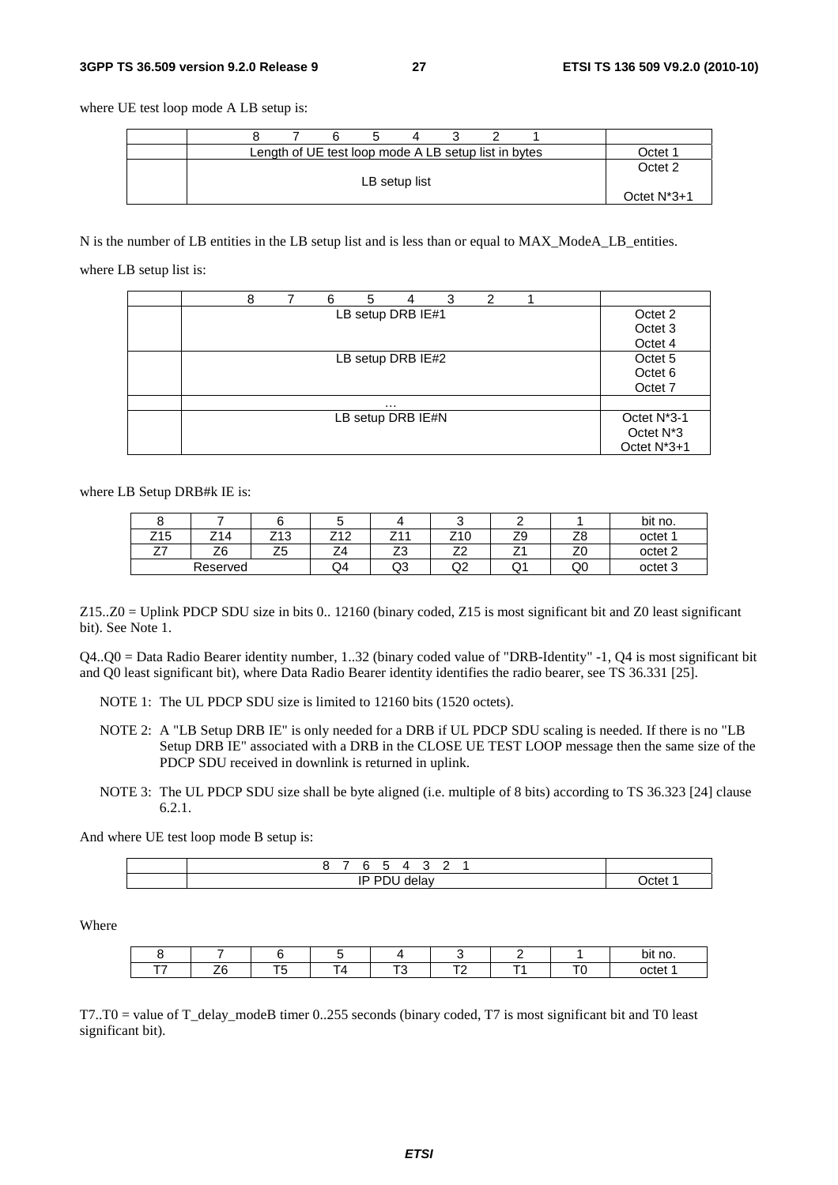where UE test loop mode A LB setup is:

| | 8 7 6 5 4 3 2 1 | |
|---|---|---|
| | Length of UE test loop mode A LB setup list in bytes | Octet 1 |
| | LB setup list | Octet 2<br><br>Octet N*3+1 |

N is the number of LB entities in the LB setup list and is less than or equal to MAX_ModeA_LB_entities.

where LB setup list is:

| | 8 7 6 5 4 3 2 1 | |
|---|---|---|
| | LB setup DRB IE#1 | Octet 2<br>Octet 3<br>Octet 4 |
| | LB setup DRB IE#2 | Octet 5<br>Octet 6<br>Octet 7 |
| | … | |
| | LB setup DRB IE#N | Octet N*3-1<br>Octet N*3<br>Octet N*3+1 |

where LB Setup DRB#k IE is:

| 8 | 7 | 6 | 5 | 4 | 3 | 2 | 1 | bit no. |
|---|---|---|---|---|---|---|---|---|
| Z15 | Z14 | Z13 | Z12 | Z11 | Z10 | Z9 | Z8 | octet 1 |
| Z7 | Z6 | Z5 | Z4 | Z3 | Z2 | Z1 | Z0 | octet 2 |
| Reserved | | | Q4 | Q3 | Q2 | Q1 | Q0 | octet 3 |

Z15..Z0 = Uplink PDCP SDU size in bits 0.. 12160 (binary coded, Z15 is most significant bit and Z0 least significant bit). See Note 1.

Q4..Q0 = Data Radio Bearer identity number, 1..32 (binary coded value of "DRB-Identity" -1, Q4 is most significant bit and Q0 least significant bit), where Data Radio Bearer identity identifies the radio bearer, see TS 36.331 [25].

NOTE 1: The UL PDCP SDU size is limited to 12160 bits (1520 octets).

NOTE 2: A "LB Setup DRB IE" is only needed for a DRB if UL PDCP SDU scaling is needed. If there is no "LB Setup DRB IE" associated with a DRB in the CLOSE UE TEST LOOP message then the same size of the PDCP SDU received in downlink is returned in uplink.

NOTE 3: The UL PDCP SDU size shall be byte aligned (i.e. multiple of 8 bits) according to TS 36.323 [24] clause 6.2.1.

And where UE test loop mode B setup is:

| | 8 7 6 5 4 3 2 1 | |
|---|---|---|
| | IP PDU delay | Octet 1 |

Where

| 8 | 7 | 6 | 5 | 4 | 3 | 2 | 1 | bit no. |
|---|---|---|---|---|---|---|---|---|
| T7 | Z6 | T5 | T4 | T3 | T2 | T1 | T0 | octet 1 |

T7..T0 = value of T_delay_modeB timer 0..255 seconds (binary coded, T7 is most significant bit and T0 least significant bit).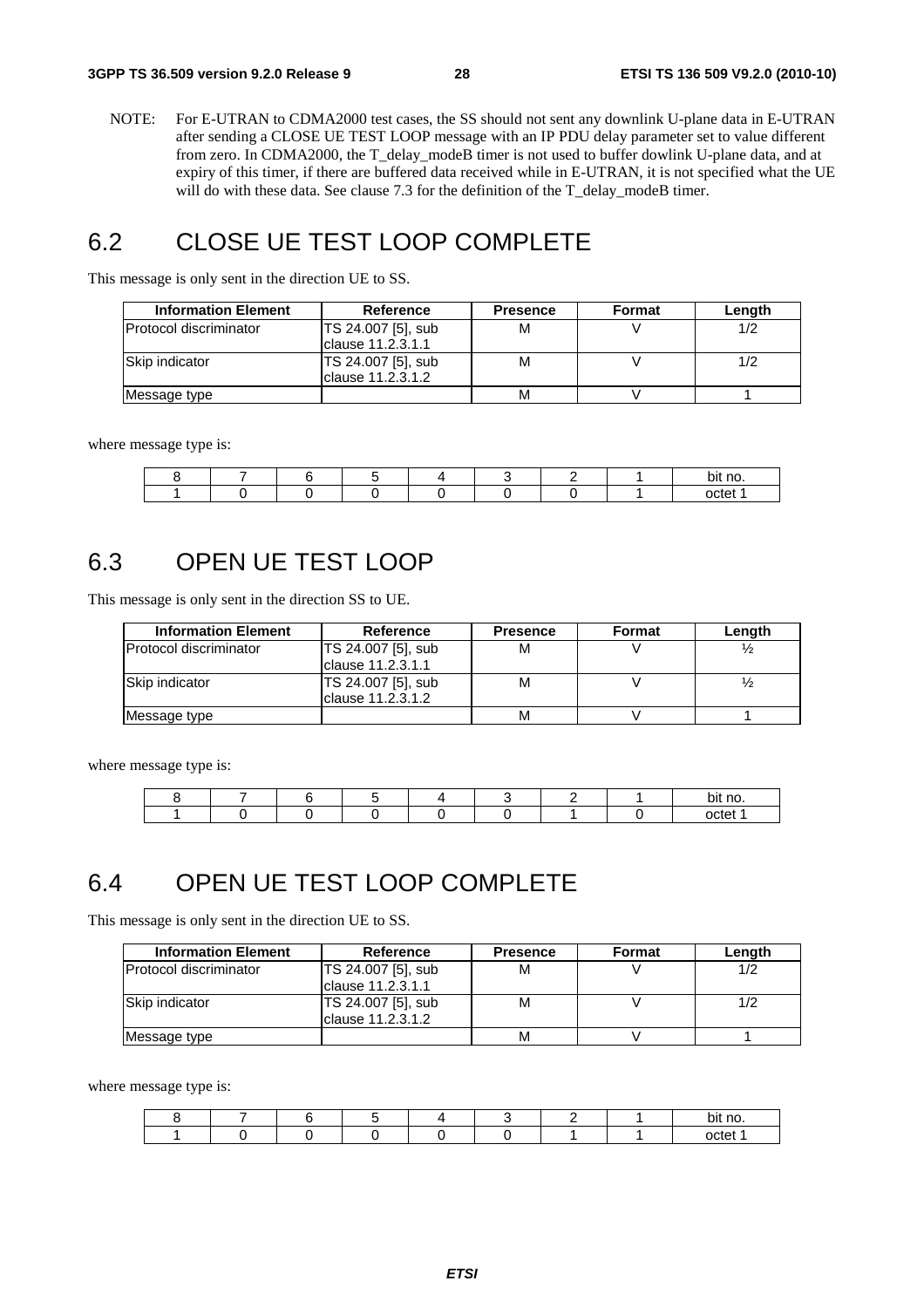NOTE: For E-UTRAN to CDMA2000 test cases, the SS should not sent any downlink U-plane data in E-UTRAN after sending a CLOSE UE TEST LOOP message with an IP PDU delay parameter set to value different from zero. In CDMA2000, the T_delay_modeB timer is not used to buffer dowlink U-plane data, and at expiry of this timer, if there are buffered data received while in E-UTRAN, it is not specified what the UE will do with these data. See clause 7.3 for the definition of the T_delay_modeB timer.

## 6.2 CLOSE UE TEST LOOP COMPLETE

This message is only sent in the direction UE to SS.

| Information Element | Reference | Presence | Format | Length |
|---|---|---|---|---|
| Protocol discriminator | TS 24.007 [5], sub clause 11.2.3.1.1 | M | V | 1/2 |
| Skip indicator | TS 24.007 [5], sub clause 11.2.3.1.2 | M | V | 1/2 |
| Message type | | M | V | 1 |

where message type is:

| 8 | 7 | 6 | 5 | 4 | 3 | 2 | 1 | bit no. |
|---|---|---|---|---|---|---|---|---|
| 1 | 0 | 0 | 0 | 0 | 0 | 0 | 1 | octet 1 |

## 6.3 OPEN UE TEST LOOP

This message is only sent in the direction SS to UE.

| Information Element | Reference | Presence | Format | Length |
|---|---|---|---|---|
| Protocol discriminator | TS 24.007 [5], sub clause 11.2.3.1.1 | M | V | ½ |
| Skip indicator | TS 24.007 [5], sub clause 11.2.3.1.2 | M | V | ½ |
| Message type | | M | V | 1 |

where message type is:

| 8 | 7 | 6 | 5 | 4 | 3 | 2 | 1 | bit no. |
|---|---|---|---|---|---|---|---|---|
| 1 | 0 | 0 | 0 | 0 | 0 | 1 | 0 | octet 1 |

## 6.4 OPEN UE TEST LOOP COMPLETE

This message is only sent in the direction UE to SS.

| Information Element | Reference | Presence | Format | Length |
|---|---|---|---|---|
| Protocol discriminator | TS 24.007 [5], sub clause 11.2.3.1.1 | M | V | 1/2 |
| Skip indicator | TS 24.007 [5], sub clause 11.2.3.1.2 | M | V | 1/2 |
| Message type | | M | V | 1 |

where message type is:

| 8 | 7 | 6 | 5 | 4 | 3 | 2 | 1 | bit no. |
|---|---|---|---|---|---|---|---|---|
| 1 | 0 | 0 | 0 | 0 | 0 | 1 | 1 | octet 1 |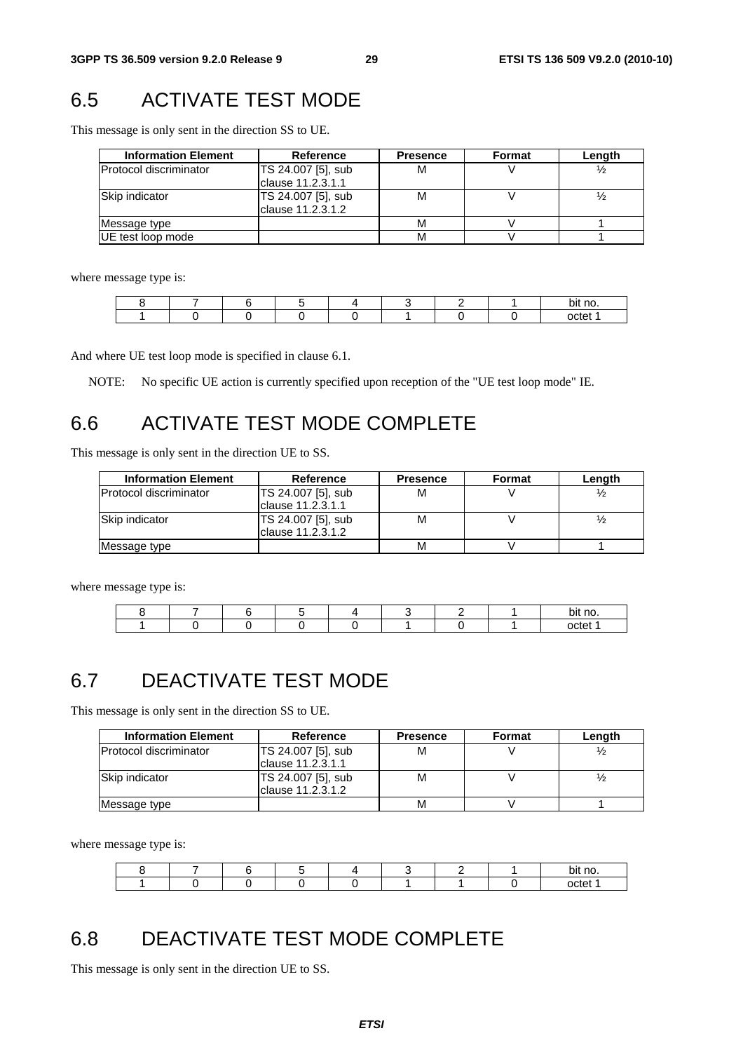## 6.5 ACTIVATE TEST MODE

This message is only sent in the direction SS to UE.

| Information Element | Reference | Presence | Format | Length |
|---|---|---|---|---|
| Protocol discriminator | TS 24.007 [5], sub clause 11.2.3.1.1 | M | V | ½ |
| Skip indicator | TS 24.007 [5], sub clause 11.2.3.1.2 | M | V | ½ |
| Message type | | M | V | 1 |
| UE test loop mode | | M | V | 1 |

where message type is:

| 8 | 7 | 6 | 5 | 4 | 3 | 2 | 1 | bit no. |
|---|---|---|---|---|---|---|---|---|
| 1 | 0 | 0 | 0 | 0 | 1 | 0 | 0 | octet 1 |

And where UE test loop mode is specified in clause 6.1.

NOTE: No specific UE action is currently specified upon reception of the "UE test loop mode" IE.

## 6.6 ACTIVATE TEST MODE COMPLETE

This message is only sent in the direction UE to SS.

| Information Element | Reference | Presence | Format | Length |
|---|---|---|---|---|
| Protocol discriminator | TS 24.007 [5], sub clause 11.2.3.1.1 | M | V | ½ |
| Skip indicator | TS 24.007 [5], sub clause 11.2.3.1.2 | M | V | ½ |
| Message type | | M | V | 1 |

where message type is:

| 8 | 7 | 6 | 5 | 4 | 3 | 2 | 1 | bit no. |
|---|---|---|---|---|---|---|---|---|
| 1 | 0 | 0 | 0 | 0 | 1 | 0 | 1 | octet 1 |

## 6.7 DEACTIVATE TEST MODE

This message is only sent in the direction SS to UE.

| Information Element | Reference | Presence | Format | Length |
|---|---|---|---|---|
| Protocol discriminator | TS 24.007 [5], sub clause 11.2.3.1.1 | M | V | ½ |
| Skip indicator | TS 24.007 [5], sub clause 11.2.3.1.2 | M | V | ½ |
| Message type | | M | V | 1 |

where message type is:

| 8 | 7 | 6 | 5 | 4 | 3 | 2 | 1 | bit no. |
|---|---|---|---|---|---|---|---|---|
| 1 | 0 | 0 | 0 | 0 | 1 | 1 | 0 | octet 1 |

## 6.8 DEACTIVATE TEST MODE COMPLETE

This message is only sent in the direction UE to SS.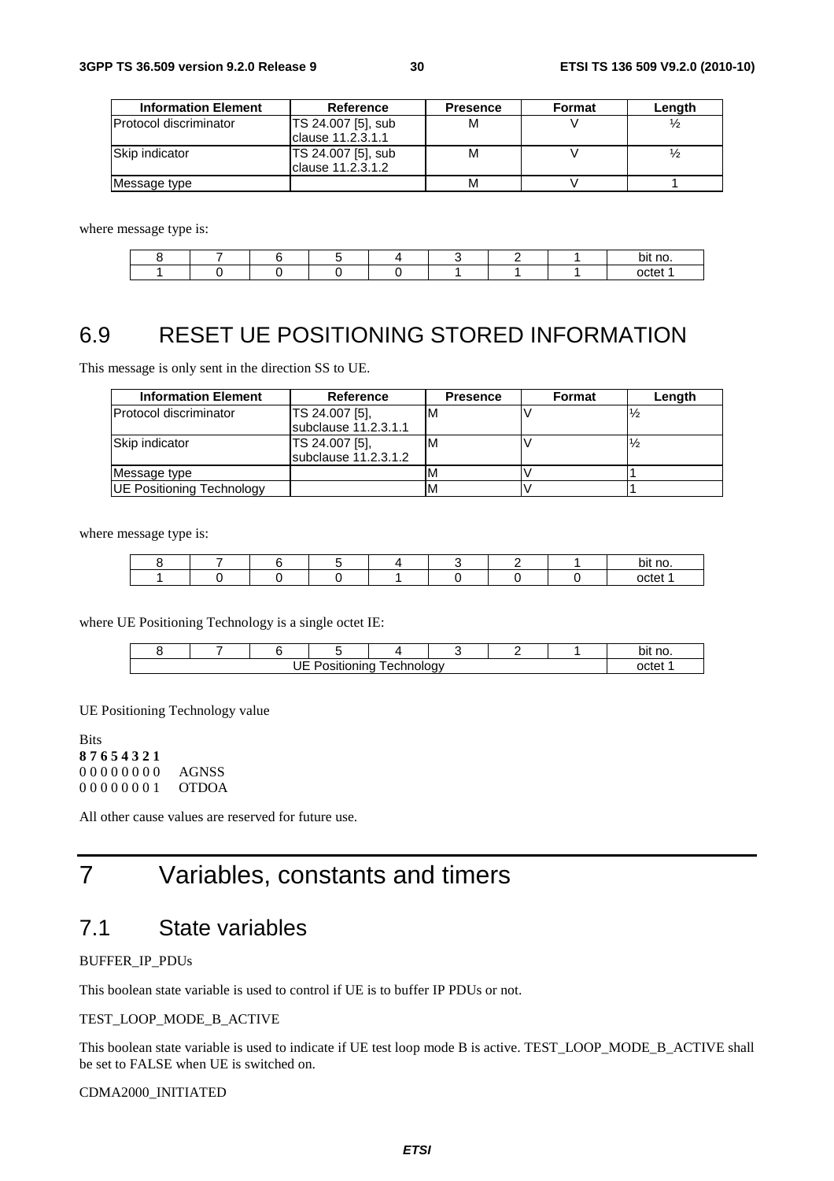| Information Element | Reference | Presence | Format | Length |
|---|---|---|---|---|
| Protocol discriminator | TS 24.007 [5], sub clause 11.2.3.1.1 | M | V | ½ |
| Skip indicator | TS 24.007 [5], sub clause 11.2.3.1.2 | M | V | ½ |
| Message type | | M | V | 1 |

where message type is:

| 8 | 7 | 6 | 5 | 4 | 3 | 2 | 1 | bit no. |
|---|---|---|---|---|---|---|---|---|
| 1 | 0 | 0 | 0 | 0 | 1 | 1 | 1 | octet 1 |

## 6.9 RESET UE POSITIONING STORED INFORMATION

This message is only sent in the direction SS to UE.

| Information Element | Reference | Presence | Format | Length |
|---|---|---|---|---|
| Protocol discriminator | TS 24.007 [5], subclause 11.2.3.1.1 | M | V | ½ |
| Skip indicator | TS 24.007 [5], subclause 11.2.3.1.2 | M | V | ½ |
| Message type | | M | V | 1 |
| UE Positioning Technology | | M | V | 1 |

where message type is:

| 8 | 7 | 6 | 5 | 4 | 3 | 2 | 1 | bit no. |
|---|---|---|---|---|---|---|---|---|
| 1 | 0 | 0 | 0 | 1 | 0 | 0 | 0 | octet 1 |

where UE Positioning Technology is a single octet IE:

| 8 | 7 | 6 | 5 | 4 | 3 | 2 | 1 | bit no. |
|---|---|---|---|---|---|---|---|---|
| UE Positioning Technology | | | | | | | | octet 1 |

UE Positioning Technology value

Bits
**8 7 6 5 4 3 2 1**
0 0 0 0 0 0 0 0 AGNSS
0 0 0 0 0 0 0 1 OTDOA

All other cause values are reserved for future use.

# 7 Variables, constants and timers

## 7.1 State variables

BUFFER_IP_PDUs

This boolean state variable is used to control if UE is to buffer IP PDUs or not.

TEST_LOOP_MODE_B_ACTIVE

This boolean state variable is used to indicate if UE test loop mode B is active. TEST_LOOP_MODE_B_ACTIVE shall be set to FALSE when UE is switched on.

CDMA2000_INITIATED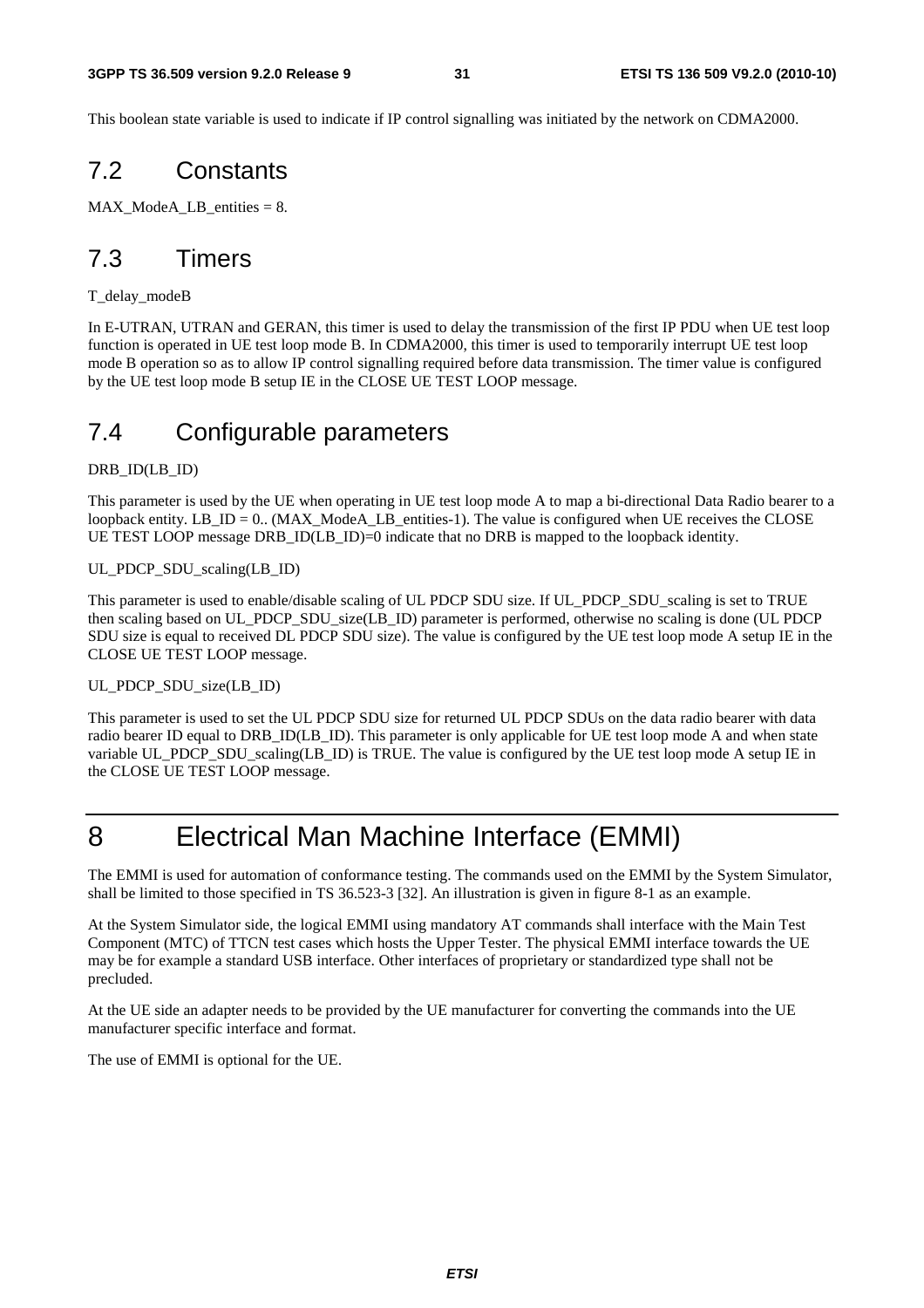This boolean state variable is used to indicate if IP control signalling was initiated by the network on CDMA2000.

## 7.2 Constants

MAX_ModeA_LB_entities = 8.

## 7.3 Timers

T_delay_modeB

In E-UTRAN, UTRAN and GERAN, this timer is used to delay the transmission of the first IP PDU when UE test loop function is operated in UE test loop mode B. In CDMA2000, this timer is used to temporarily interrupt UE test loop mode B operation so as to allow IP control signalling required before data transmission. The timer value is configured by the UE test loop mode B setup IE in the CLOSE UE TEST LOOP message.

## 7.4 Configurable parameters

DRB_ID(LB_ID)

This parameter is used by the UE when operating in UE test loop mode A to map a bi-directional Data Radio bearer to a loopback entity. LB_ID = 0.. (MAX_ModeA_LB_entities-1). The value is configured when UE receives the CLOSE UE TEST LOOP message DRB_ID(LB_ID)=0 indicate that no DRB is mapped to the loopback identity.

UL_PDCP_SDU_scaling(LB_ID)

This parameter is used to enable/disable scaling of UL PDCP SDU size. If UL_PDCP_SDU_scaling is set to TRUE then scaling based on UL_PDCP_SDU_size(LB_ID) parameter is performed, otherwise no scaling is done (UL PDCP SDU size is equal to received DL PDCP SDU size). The value is configured by the UE test loop mode A setup IE in the CLOSE UE TEST LOOP message.

UL_PDCP_SDU_size(LB_ID)

This parameter is used to set the UL PDCP SDU size for returned UL PDCP SDUs on the data radio bearer with data radio bearer ID equal to DRB_ID(LB_ID). This parameter is only applicable for UE test loop mode A and when state variable UL_PDCP_SDU_scaling(LB_ID) is TRUE. The value is configured by the UE test loop mode A setup IE in the CLOSE UE TEST LOOP message.

# 8 Electrical Man Machine Interface (EMMI)

The EMMI is used for automation of conformance testing. The commands used on the EMMI by the System Simulator, shall be limited to those specified in TS 36.523-3 [32]. An illustration is given in figure 8-1 as an example.

At the System Simulator side, the logical EMMI using mandatory AT commands shall interface with the Main Test Component (MTC) of TTCN test cases which hosts the Upper Tester. The physical EMMI interface towards the UE may be for example a standard USB interface. Other interfaces of proprietary or standardized type shall not be precluded.

At the UE side an adapter needs to be provided by the UE manufacturer for converting the commands into the UE manufacturer specific interface and format.

The use of EMMI is optional for the UE.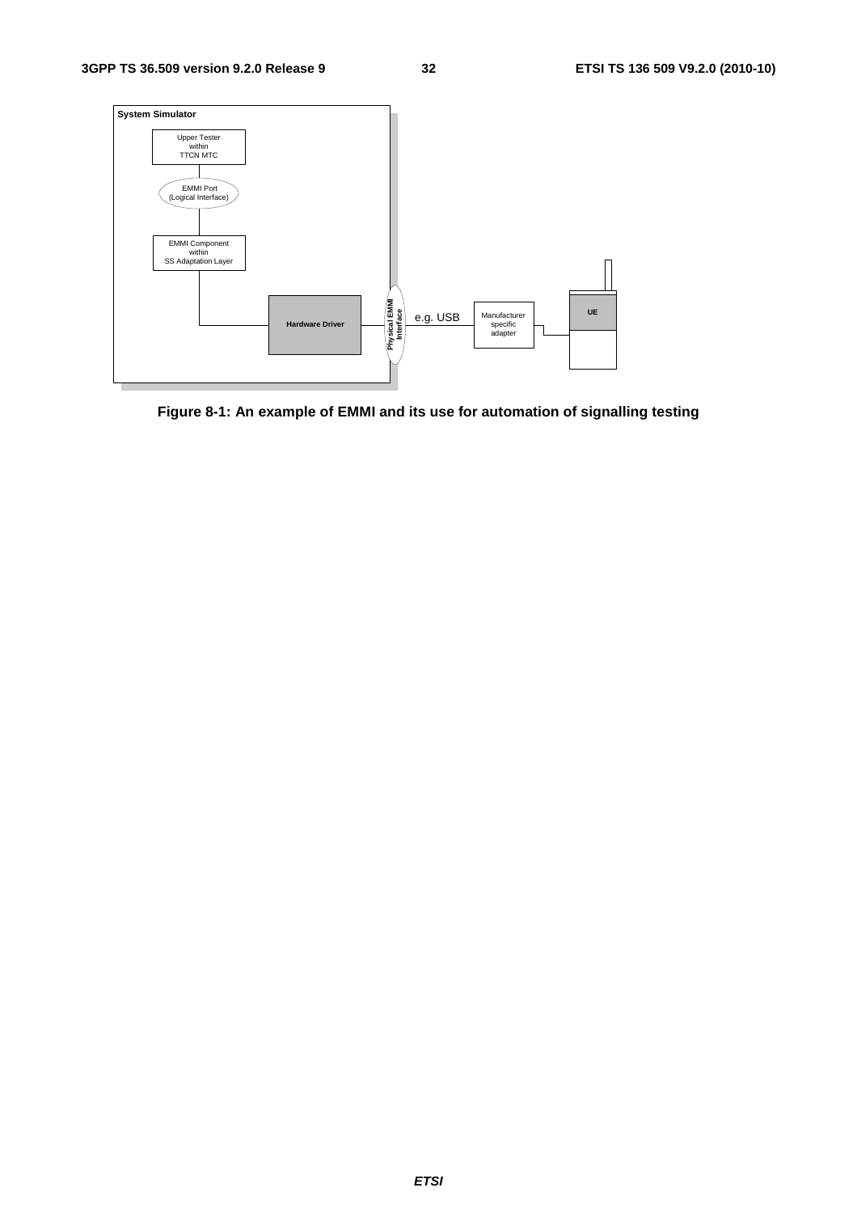System Simulator

Upper Tester within TTCN MTC

EMMI Port (Logical Interface)

EMMI Component within SS Adaptation Layer

Hardware Driver

Physical EMMI Interface

e.g. USB

Manufacturer specific adapter

UE

**Figure 8-1: An example of EMMI and its use for automation of signalling testing**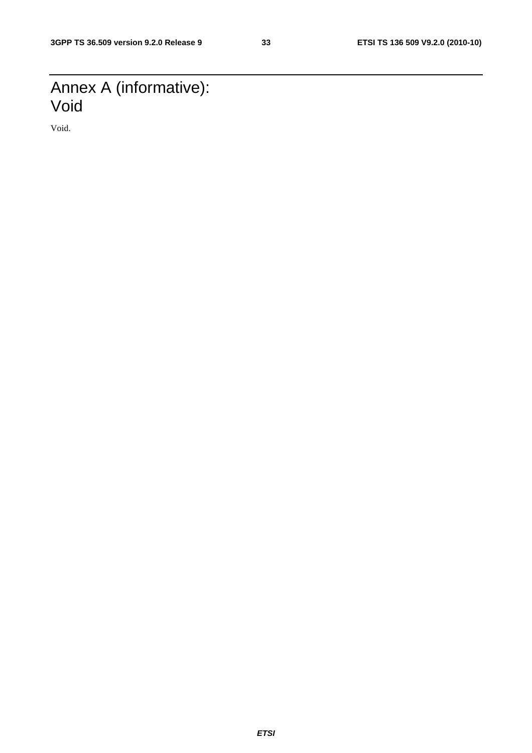# Annex A (informative): Void

Void.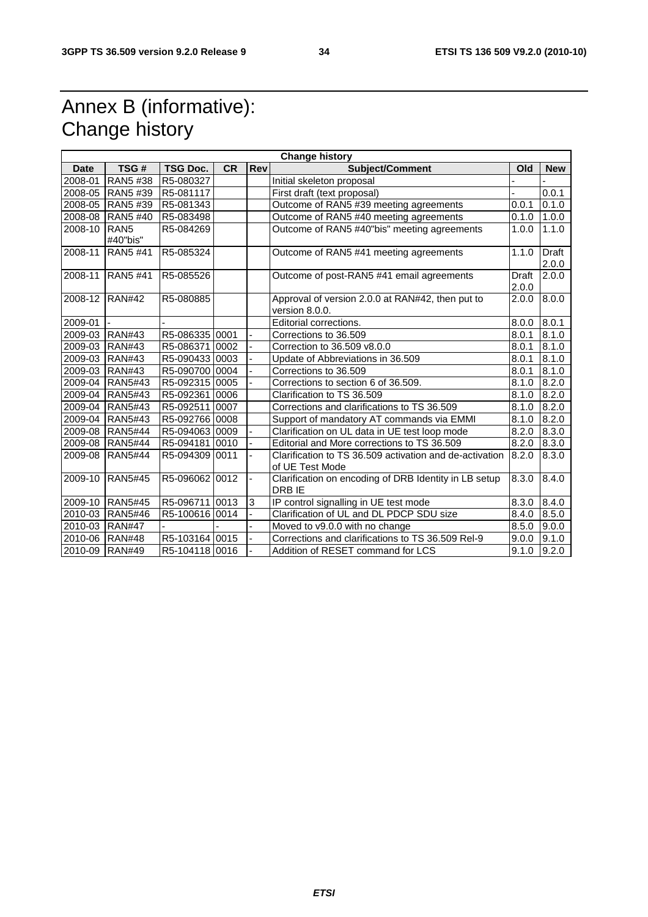# Annex B (informative): Change history

| Change history | | | | | | | |
|---|---|---|---|---|---|---|---|
| **Date** | **TSG #** | **TSG Doc.** | **CR** | **Rev** | **Subject/Comment** | **Old** | **New** |
| 2008-01 | RAN5 #38 | R5-080327 | | | Initial skeleton proposal | - | - |
| 2008-05 | RAN5 #39 | R5-081117 | | | First draft (text proposal) | - | 0.0.1 |
| 2008-05 | RAN5 #39 | R5-081343 | | | Outcome of RAN5 #39 meeting agreements | 0.0.1 | 0.1.0 |
| 2008-08 | RAN5 #40 | R5-083498 | | | Outcome of RAN5 #40 meeting agreements | 0.1.0 | 1.0.0 |
| 2008-10 | RAN5 #40"bis" | R5-084269 | | | Outcome of RAN5 #40"bis" meeting agreements | 1.0.0 | 1.1.0 |
| 2008-11 | RAN5 #41 | R5-085324 | | | Outcome of RAN5 #41 meeting agreements | 1.1.0 | Draft 2.0.0 |
| 2008-11 | RAN5 #41 | R5-085526 | | | Outcome of post-RAN5 #41 email agreements | Draft 2.0.0 | 2.0.0 |
| 2008-12 | RAN#42 | R5-080885 | | | Approval of version 2.0.0 at RAN#42, then put to version 8.0.0. | 2.0.0 | 8.0.0 |
| 2009-01 | - | - | | | Editorial corrections. | 8.0.0 | 8.0.1 |
| 2009-03 | RAN#43 | R5-086335 | 0001 | - | Corrections to 36.509 | 8.0.1 | 8.1.0 |
| 2009-03 | RAN#43 | R5-086371 | 0002 | - | Correction to 36.509 v8.0.0 | 8.0.1 | 8.1.0 |
| 2009-03 | RAN#43 | R5-090433 | 0003 | - | Update of Abbreviations in 36.509 | 8.0.1 | 8.1.0 |
| 2009-03 | RAN#43 | R5-090700 | 0004 | - | Corrections to 36.509 | 8.0.1 | 8.1.0 |
| 2009-04 | RAN5#43 | R5-092315 | 0005 | - | Corrections to section 6 of 36.509. | 8.1.0 | 8.2.0 |
| 2009-04 | RAN5#43 | R5-092361 | 0006 | | Clarification to TS 36.509 | 8.1.0 | 8.2.0 |
| 2009-04 | RAN5#43 | R5-092511 | 0007 | | Corrections and clarifications to TS 36.509 | 8.1.0 | 8.2.0 |
| 2009-04 | RAN5#43 | R5-092766 | 0008 | | Support of mandatory AT commands via EMMI | 8.1.0 | 8.2.0 |
| 2009-08 | RAN5#44 | R5-094063 | 0009 | - | Clarification on UL data in UE test loop mode | 8.2.0 | 8.3.0 |
| 2009-08 | RAN5#44 | R5-094181 | 0010 | - | Editorial and More corrections to TS 36.509 | 8.2.0 | 8.3.0 |
| 2009-08 | RAN5#44 | R5-094309 | 0011 | - | Clarification to TS 36.509 activation and de-activation of UE Test Mode | 8.2.0 | 8.3.0 |
| 2009-10 | RAN5#45 | R5-096062 | 0012 | - | Clarification on encoding of DRB Identity in LB setup DRB IE | 8.3.0 | 8.4.0 |
| 2009-10 | RAN5#45 | R5-096711 | 0013 | 3 | IP control signalling in UE test mode | 8.3.0 | 8.4.0 |
| 2010-03 | RAN5#46 | R5-100616 | 0014 | - | Clarification of UL and DL PDCP SDU size | 8.4.0 | 8.5.0 |
| 2010-03 | RAN#47 | - | - | - | Moved to v9.0.0 with no change | 8.5.0 | 9.0.0 |
| 2010-06 | RAN#48 | R5-103164 | 0015 | - | Corrections and clarifications to TS 36.509 Rel-9 | 9.0.0 | 9.1.0 |
| 2010-09 | RAN#49 | R5-104118 | 0016 | - | Addition of RESET command for LCS | 9.1.0 | 9.2.0 |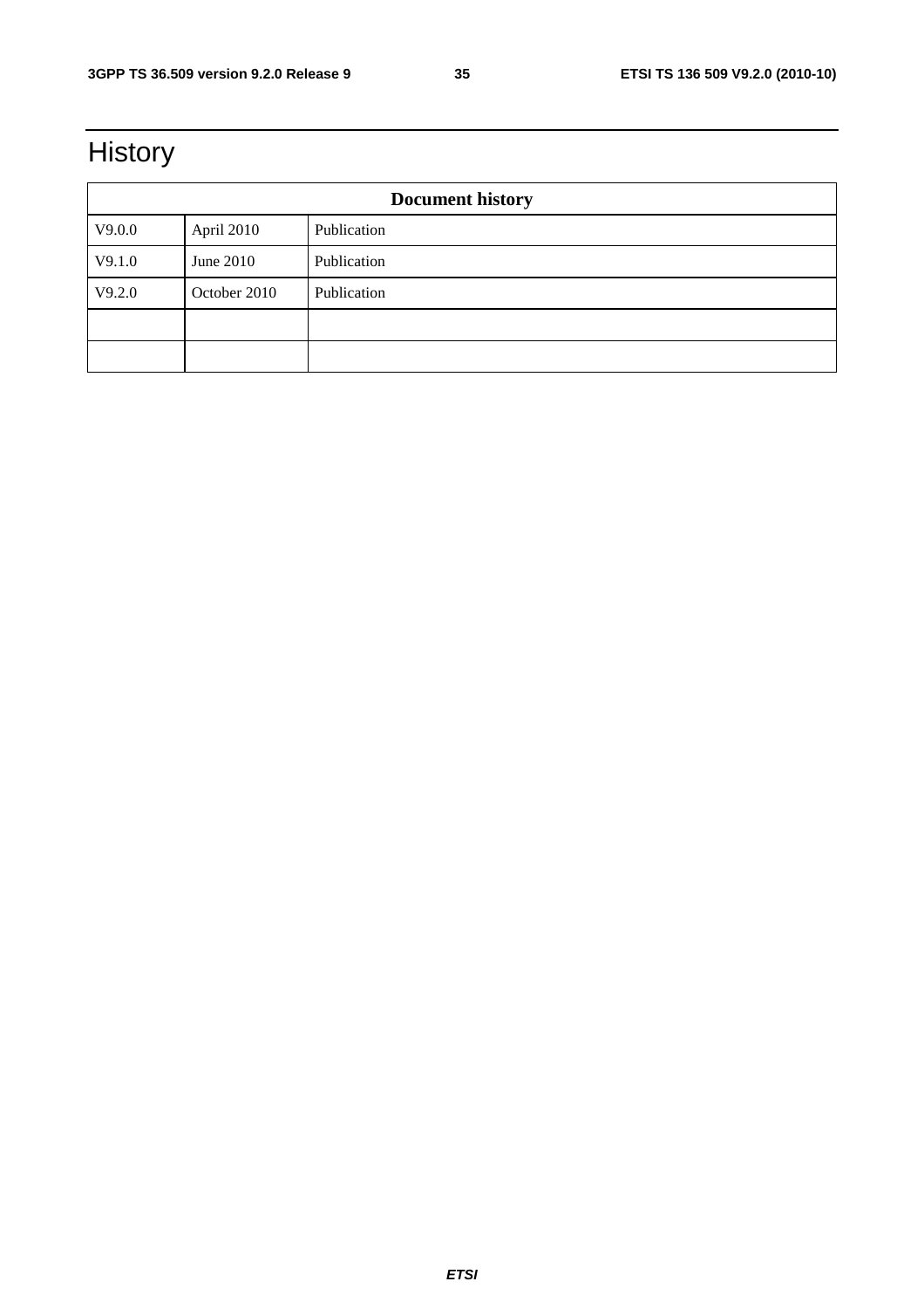# History

| Document history | | |
|---|---|---|
| V9.0.0 | April 2010 | Publication |
| V9.1.0 | June 2010 | Publication |
| V9.2.0 | October 2010 | Publication |
| | | |
| | | |